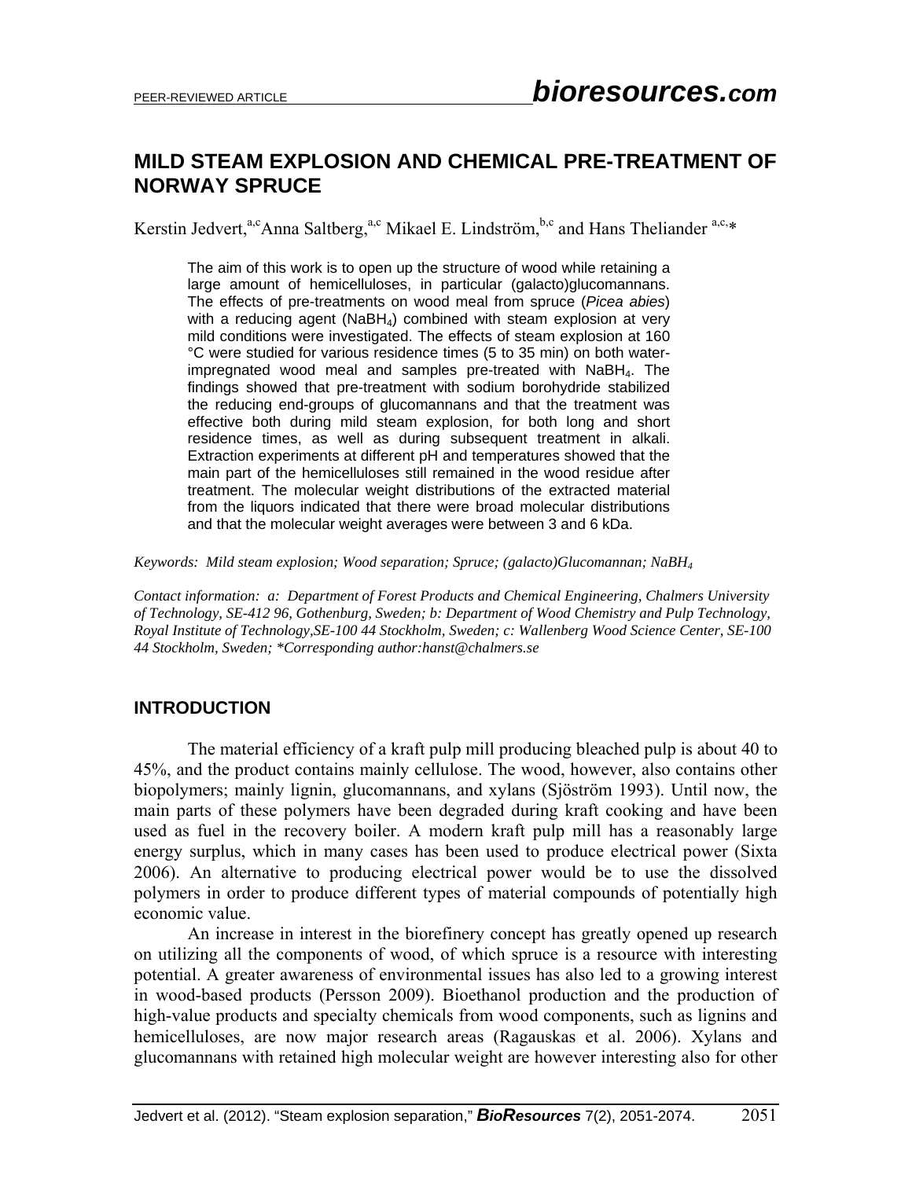# MILD STEAM EXPLOSION AND CHEMICAL PRE-TREATMENT OF NORWAY SPRUCE

Kerstin Jedvert,[a,c] Anna Saltberg,[a,c] Mikael E. Lindström,[b,c] and Hans Theliander [a,c,]*

> The aim of this work is to open up the structure of wood while retaining a large amount of hemicelluloses, in particular (galacto)glucomannans. The effects of pre-treatments on wood meal from spruce (*Picea abies*) with a reducing agent ($NaBH_4$) combined with steam explosion at very mild conditions were investigated. The effects of steam explosion at 160 °C were studied for various residence times (5 to 35 min) on both water-impregnated wood meal and samples pre-treated with $NaBH_4$. The findings showed that pre-treatment with sodium borohydride stabilized the reducing end-groups of glucomannans and that the treatment was effective both during mild steam explosion, for both long and short residence times, as well as during subsequent treatment in alkali. Extraction experiments at different pH and temperatures showed that the main part of the hemicelluloses still remained in the wood residue after treatment. The molecular weight distributions of the extracted material from the liquors indicated that there were broad molecular distributions and that the molecular weight averages were between 3 and 6 kDa.

*Keywords: Mild steam explosion; Wood separation; Spruce; (galacto)Glucomannan; $NaBH_4$*

*Contact information: a: Department of Forest Products and Chemical Engineering, Chalmers University of Technology, SE-412 96, Gothenburg, Sweden; b: Department of Wood Chemistry and Pulp Technology, Royal Institute of Technology,SE-100 44 Stockholm, Sweden; c: Wallenberg Wood Science Center, SE-100 44 Stockholm, Sweden; *Corresponding author:hanst@chalmers.se*

## INTRODUCTION

The material efficiency of a kraft pulp mill producing bleached pulp is about 40 to 45%, and the product contains mainly cellulose. The wood, however, also contains other biopolymers; mainly lignin, glucomannans, and xylans (Sjöström 1993). Until now, the main parts of these polymers have been degraded during kraft cooking and have been used as fuel in the recovery boiler. A modern kraft pulp mill has a reasonably large energy surplus, which in many cases has been used to produce electrical power (Sixta 2006). An alternative to producing electrical power would be to use the dissolved polymers in order to produce different types of material compounds of potentially high economic value.

An increase in interest in the biorefinery concept has greatly opened up research on utilizing all the components of wood, of which spruce is a resource with interesting potential. A greater awareness of environmental issues has also led to a growing interest in wood-based products (Persson 2009). Bioethanol production and the production of high-value products and specialty chemicals from wood components, such as lignins and hemicelluloses, are now major research areas (Ragauskas et al. 2006). Xylans and glucomannans with retained high molecular weight are however interesting also for other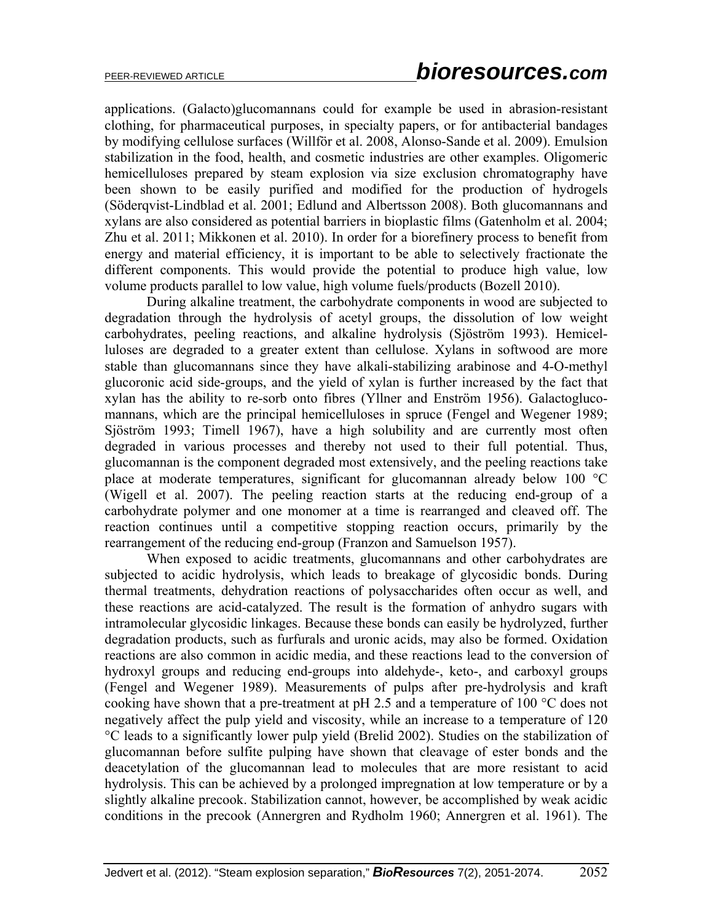applications. (Galacto)glucomannans could for example be used in abrasion-resistant clothing, for pharmaceutical purposes, in specialty papers, or for antibacterial bandages by modifying cellulose surfaces (Willför et al. 2008, Alonso-Sande et al. 2009). Emulsion stabilization in the food, health, and cosmetic industries are other examples. Oligomeric hemicelluloses prepared by steam explosion via size exclusion chromatography have been shown to be easily purified and modified for the production of hydrogels (Söderqvist-Lindblad et al. 2001; Edlund and Albertsson 2008). Both glucomannans and xylans are also considered as potential barriers in bioplastic films (Gatenholm et al. 2004; Zhu et al. 2011; Mikkonen et al. 2010). In order for a biorefinery process to benefit from energy and material efficiency, it is important to be able to selectively fractionate the different components. This would provide the potential to produce high value, low volume products parallel to low value, high volume fuels/products (Bozell 2010).

During alkaline treatment, the carbohydrate components in wood are subjected to degradation through the hydrolysis of acetyl groups, the dissolution of low weight carbohydrates, peeling reactions, and alkaline hydrolysis (Sjöström 1993). Hemicelluloses are degraded to a greater extent than cellulose. Xylans in softwood are more stable than glucomannans since they have alkali-stabilizing arabinose and 4-O-methyl glucoronic acid side-groups, and the yield of xylan is further increased by the fact that xylan has the ability to re-sorb onto fibres (Yllner and Enström 1956). Galactoglucomannans, which are the principal hemicelluloses in spruce (Fengel and Wegener 1989; Sjöström 1993; Timell 1967), have a high solubility and are currently most often degraded in various processes and thereby not used to their full potential. Thus, glucomannan is the component degraded most extensively, and the peeling reactions take place at moderate temperatures, significant for glucomannan already below 100 °C (Wigell et al. 2007). The peeling reaction starts at the reducing end-group of a carbohydrate polymer and one monomer at a time is rearranged and cleaved off. The reaction continues until a competitive stopping reaction occurs, primarily by the rearrangement of the reducing end-group (Franzon and Samuelson 1957).

When exposed to acidic treatments, glucomannans and other carbohydrates are subjected to acidic hydrolysis, which leads to breakage of glycosidic bonds. During thermal treatments, dehydration reactions of polysaccharides often occur as well, and these reactions are acid-catalyzed. The result is the formation of anhydro sugars with intramolecular glycosidic linkages. Because these bonds can easily be hydrolyzed, further degradation products, such as furfurals and uronic acids, may also be formed. Oxidation reactions are also common in acidic media, and these reactions lead to the conversion of hydroxyl groups and reducing end-groups into aldehyde-, keto-, and carboxyl groups (Fengel and Wegener 1989). Measurements of pulps after pre-hydrolysis and kraft cooking have shown that a pre-treatment at pH 2.5 and a temperature of 100 °C does not negatively affect the pulp yield and viscosity, while an increase to a temperature of 120 °C leads to a significantly lower pulp yield (Brelid 2002). Studies on the stabilization of glucomannan before sulfite pulping have shown that cleavage of ester bonds and the deacetylation of the glucomannan lead to molecules that are more resistant to acid hydrolysis. This can be achieved by a prolonged impregnation at low temperature or by a slightly alkaline precook. Stabilization cannot, however, be accomplished by weak acidic conditions in the precook (Annergren and Rydholm 1960; Annergren et al. 1961). The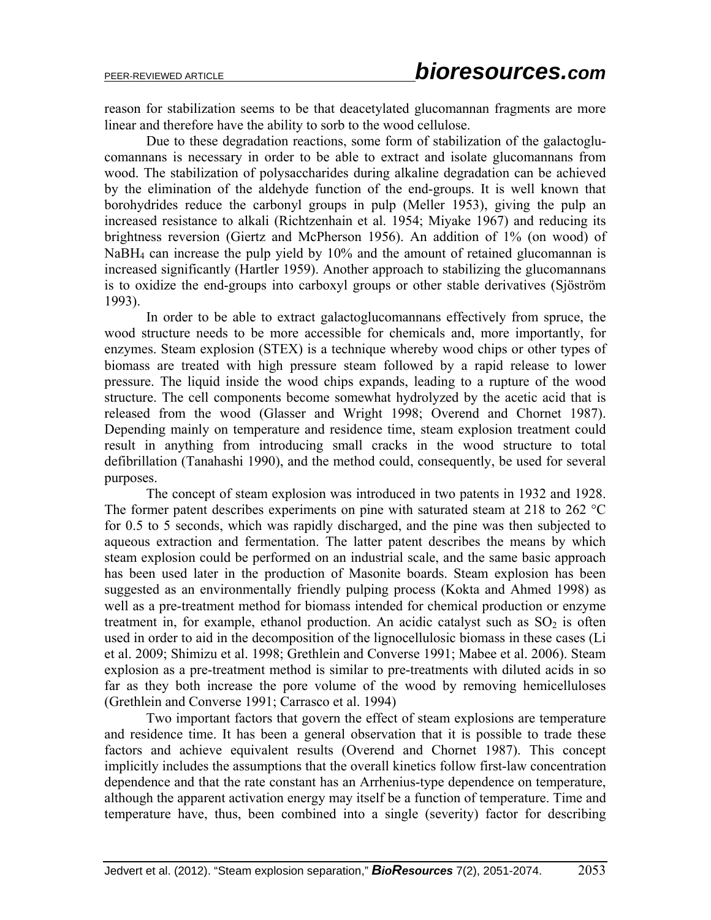reason for stabilization seems to be that deacetylated glucomannan fragments are more linear and therefore have the ability to sorb to the wood cellulose.

Due to these degradation reactions, some form of stabilization of the galactoglucomannans is necessary in order to be able to extract and isolate glucomannans from wood. The stabilization of polysaccharides during alkaline degradation can be achieved by the elimination of the aldehyde function of the end-groups. It is well known that borohydrides reduce the carbonyl groups in pulp (Meller 1953), giving the pulp an increased resistance to alkali (Richtzenhain et al. 1954; Miyake 1967) and reducing its brightness reversion (Giertz and McPherson 1956). An addition of 1% (on wood) of $NaBH_4$ can increase the pulp yield by 10% and the amount of retained glucomannan is increased significantly (Hartler 1959). Another approach to stabilizing the glucomannans is to oxidize the end-groups into carboxyl groups or other stable derivatives (Sjöström 1993).

In order to be able to extract galactoglucomannans effectively from spruce, the wood structure needs to be more accessible for chemicals and, more importantly, for enzymes. Steam explosion (STEX) is a technique whereby wood chips or other types of biomass are treated with high pressure steam followed by a rapid release to lower pressure. The liquid inside the wood chips expands, leading to a rupture of the wood structure. The cell components become somewhat hydrolyzed by the acetic acid that is released from the wood (Glasser and Wright 1998; Overend and Chornet 1987). Depending mainly on temperature and residence time, steam explosion treatment could result in anything from introducing small cracks in the wood structure to total defibrillation (Tanahashi 1990), and the method could, consequently, be used for several purposes.

The concept of steam explosion was introduced in two patents in 1932 and 1928. The former patent describes experiments on pine with saturated steam at 218 to 262 °C for 0.5 to 5 seconds, which was rapidly discharged, and the pine was then subjected to aqueous extraction and fermentation. The latter patent describes the means by which steam explosion could be performed on an industrial scale, and the same basic approach has been used later in the production of Masonite boards. Steam explosion has been suggested as an environmentally friendly pulping process (Kokta and Ahmed 1998) as well as a pre-treatment method for biomass intended for chemical production or enzyme treatment in, for example, ethanol production. An acidic catalyst such as $SO_2$ is often used in order to aid in the decomposition of the lignocellulosic biomass in these cases (Li et al. 2009; Shimizu et al. 1998; Grethlein and Converse 1991; Mabee et al. 2006). Steam explosion as a pre-treatment method is similar to pre-treatments with diluted acids in so far as they both increase the pore volume of the wood by removing hemicelluloses (Grethlein and Converse 1991; Carrasco et al. 1994)

Two important factors that govern the effect of steam explosions are temperature and residence time. It has been a general observation that it is possible to trade these factors and achieve equivalent results (Overend and Chornet 1987). This concept implicitly includes the assumptions that the overall kinetics follow first-law concentration dependence and that the rate constant has an Arrhenius-type dependence on temperature, although the apparent activation energy may itself be a function of temperature. Time and temperature have, thus, been combined into a single (severity) factor for describing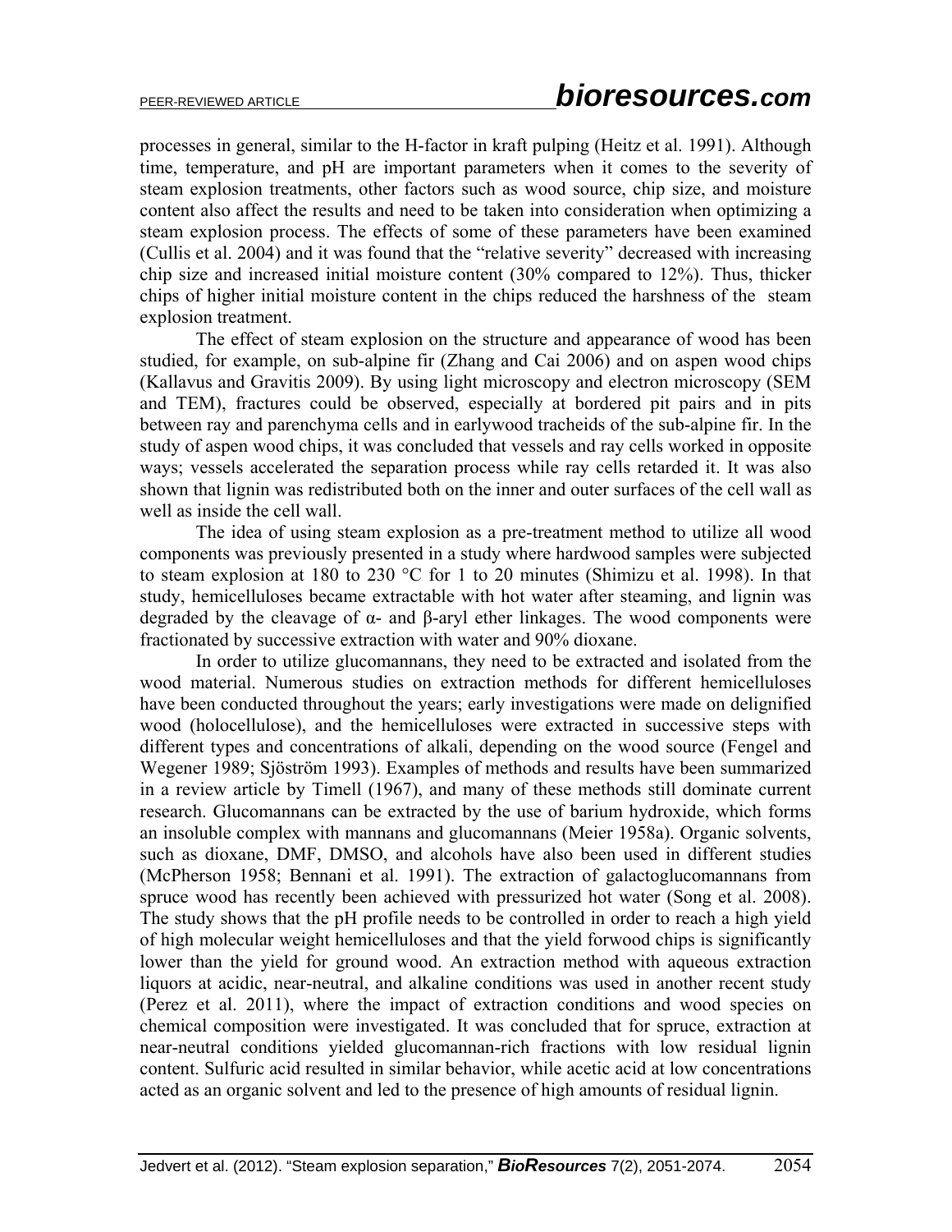processes in general, similar to the H-factor in kraft pulping (Heitz et al. 1991). Although time, temperature, and pH are important parameters when it comes to the severity of steam explosion treatments, other factors such as wood source, chip size, and moisture content also affect the results and need to be taken into consideration when optimizing a steam explosion process. The effects of some of these parameters have been examined (Cullis et al. 2004) and it was found that the "relative severity" decreased with increasing chip size and increased initial moisture content (30% compared to 12%). Thus, thicker chips of higher initial moisture content in the chips reduced the harshness of the steam explosion treatment.

The effect of steam explosion on the structure and appearance of wood has been studied, for example, on sub-alpine fir (Zhang and Cai 2006) and on aspen wood chips (Kallavus and Gravitis 2009). By using light microscopy and electron microscopy (SEM and TEM), fractures could be observed, especially at bordered pit pairs and in pits between ray and parenchyma cells and in earlywood tracheids of the sub-alpine fir. In the study of aspen wood chips, it was concluded that vessels and ray cells worked in opposite ways; vessels accelerated the separation process while ray cells retarded it. It was also shown that lignin was redistributed both on the inner and outer surfaces of the cell wall as well as inside the cell wall.

The idea of using steam explosion as a pre-treatment method to utilize all wood components was previously presented in a study where hardwood samples were subjected to steam explosion at 180 to 230 °C for 1 to 20 minutes (Shimizu et al. 1998). In that study, hemicelluloses became extractable with hot water after steaming, and lignin was degraded by the cleavage of α- and β-aryl ether linkages. The wood components were fractionated by successive extraction with water and 90% dioxane.

In order to utilize glucomannans, they need to be extracted and isolated from the wood material. Numerous studies on extraction methods for different hemicelluloses have been conducted throughout the years; early investigations were made on delignified wood (holocellulose), and the hemicelluloses were extracted in successive steps with different types and concentrations of alkali, depending on the wood source (Fengel and Wegener 1989; Sjöström 1993). Examples of methods and results have been summarized in a review article by Timell (1967), and many of these methods still dominate current research. Glucomannans can be extracted by the use of barium hydroxide, which forms an insoluble complex with mannans and glucomannans (Meier 1958a). Organic solvents, such as dioxane, DMF, DMSO, and alcohols have also been used in different studies (McPherson 1958; Bennani et al. 1991). The extraction of galactoglucomannans from spruce wood has recently been achieved with pressurized hot water (Song et al. 2008). The study shows that the pH profile needs to be controlled in order to reach a high yield of high molecular weight hemicelluloses and that the yield forwood chips is significantly lower than the yield for ground wood. An extraction method with aqueous extraction liquors at acidic, near-neutral, and alkaline conditions was used in another recent study (Perez et al. 2011), where the impact of extraction conditions and wood species on chemical composition were investigated. It was concluded that for spruce, extraction at near-neutral conditions yielded glucomannan-rich fractions with low residual lignin content. Sulfuric acid resulted in similar behavior, while acetic acid at low concentrations acted as an organic solvent and led to the presence of high amounts of residual lignin.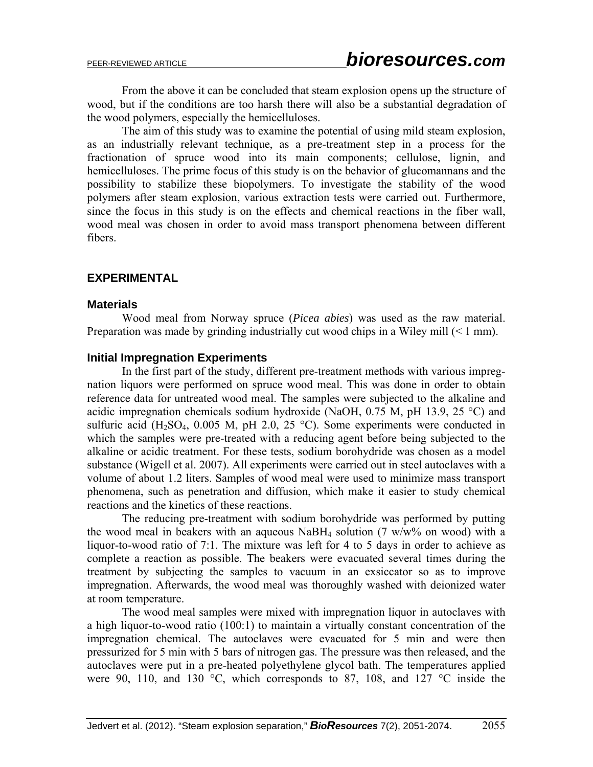From the above it can be concluded that steam explosion opens up the structure of wood, but if the conditions are too harsh there will also be a substantial degradation of the wood polymers, especially the hemicelluloses.

The aim of this study was to examine the potential of using mild steam explosion, as an industrially relevant technique, as a pre-treatment step in a process for the fractionation of spruce wood into its main components; cellulose, lignin, and hemicelluloses. The prime focus of this study is on the behavior of glucomannans and the possibility to stabilize these biopolymers. To investigate the stability of the wood polymers after steam explosion, various extraction tests were carried out. Furthermore, since the focus in this study is on the effects and chemical reactions in the fiber wall, wood meal was chosen in order to avoid mass transport phenomena between different fibers.

## EXPERIMENTAL

### Materials

Wood meal from Norway spruce (*Picea abies*) was used as the raw material. Preparation was made by grinding industrially cut wood chips in a Wiley mill (< 1 mm).

### Initial Impregnation Experiments

In the first part of the study, different pre-treatment methods with various impregnation liquors were performed on spruce wood meal. This was done in order to obtain reference data for untreated wood meal. The samples were subjected to the alkaline and acidic impregnation chemicals sodium hydroxide (NaOH, 0.75 M, pH 13.9, 25 °C) and sulfuric acid ($H_2SO_4$, 0.005 M, pH 2.0, 25 °C). Some experiments were conducted in which the samples were pre-treated with a reducing agent before being subjected to the alkaline or acidic treatment. For these tests, sodium borohydride was chosen as a model substance (Wigell et al. 2007). All experiments were carried out in steel autoclaves with a volume of about 1.2 liters. Samples of wood meal were used to minimize mass transport phenomena, such as penetration and diffusion, which make it easier to study chemical reactions and the kinetics of these reactions.

The reducing pre-treatment with sodium borohydride was performed by putting the wood meal in beakers with an aqueous $NaBH_4$ solution (7 w/w% on wood) with a liquor-to-wood ratio of 7:1. The mixture was left for 4 to 5 days in order to achieve as complete a reaction as possible. The beakers were evacuated several times during the treatment by subjecting the samples to vacuum in an exsiccator so as to improve impregnation. Afterwards, the wood meal was thoroughly washed with deionized water at room temperature.

The wood meal samples were mixed with impregnation liquor in autoclaves with a high liquor-to-wood ratio (100:1) to maintain a virtually constant concentration of the impregnation chemical. The autoclaves were evacuated for 5 min and were then pressurized for 5 min with 5 bars of nitrogen gas. The pressure was then released, and the autoclaves were put in a pre-heated polyethylene glycol bath. The temperatures applied were 90, 110, and 130 °C, which corresponds to 87, 108, and 127 °C inside the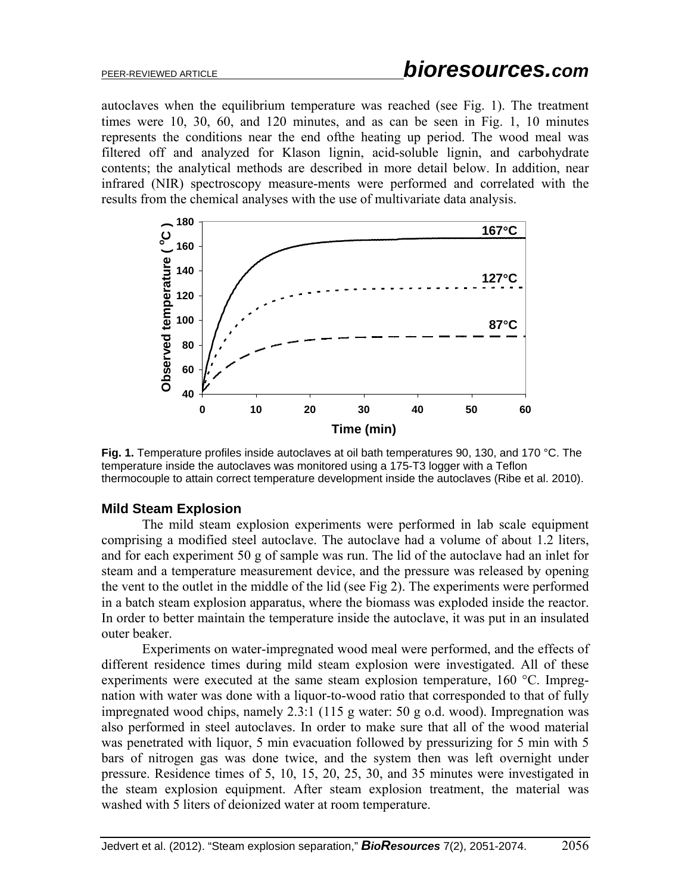autoclaves when the equilibrium temperature was reached (see Fig. 1). The treatment times were 10, 30, 60, and 120 minutes, and as can be seen in Fig. 1, 10 minutes represents the conditions near the end ofthe heating up period. The wood meal was filtered off and analyzed for Klason lignin, acid-soluble lignin, and carbohydrate contents; the analytical methods are described in more detail below. In addition, near infrared (NIR) spectroscopy measure-ments were performed and correlated with the results from the chemical analyses with the use of multivariate data analysis.

**Fig. 1.** Temperature profiles inside autoclaves at oil bath temperatures 90, 130, and 170 °C. The temperature inside the autoclaves was monitored using a 175-T3 logger with a Teflon thermocouple to attain correct temperature development inside the autoclaves (Ribe et al. 2010).

### Mild Steam Explosion

The mild steam explosion experiments were performed in lab scale equipment comprising a modified steel autoclave. The autoclave had a volume of about 1.2 liters, and for each experiment 50 g of sample was run. The lid of the autoclave had an inlet for steam and a temperature measurement device, and the pressure was released by opening the vent to the outlet in the middle of the lid (see Fig 2). The experiments were performed in a batch steam explosion apparatus, where the biomass was exploded inside the reactor. In order to better maintain the temperature inside the autoclave, it was put in an insulated outer beaker.

Experiments on water-impregnated wood meal were performed, and the effects of different residence times during mild steam explosion were investigated. All of these experiments were executed at the same steam explosion temperature, 160 °C. Impregnation with water was done with a liquor-to-wood ratio that corresponded to that of fully impregnated wood chips, namely 2.3:1 (115 g water: 50 g o.d. wood). Impregnation was also performed in steel autoclaves. In order to make sure that all of the wood material was penetrated with liquor, 5 min evacuation followed by pressurizing for 5 min with 5 bars of nitrogen gas was done twice, and the system then was left overnight under pressure. Residence times of 5, 10, 15, 20, 25, 30, and 35 minutes were investigated in the steam explosion equipment. After steam explosion treatment, the material was washed with 5 liters of deionized water at room temperature.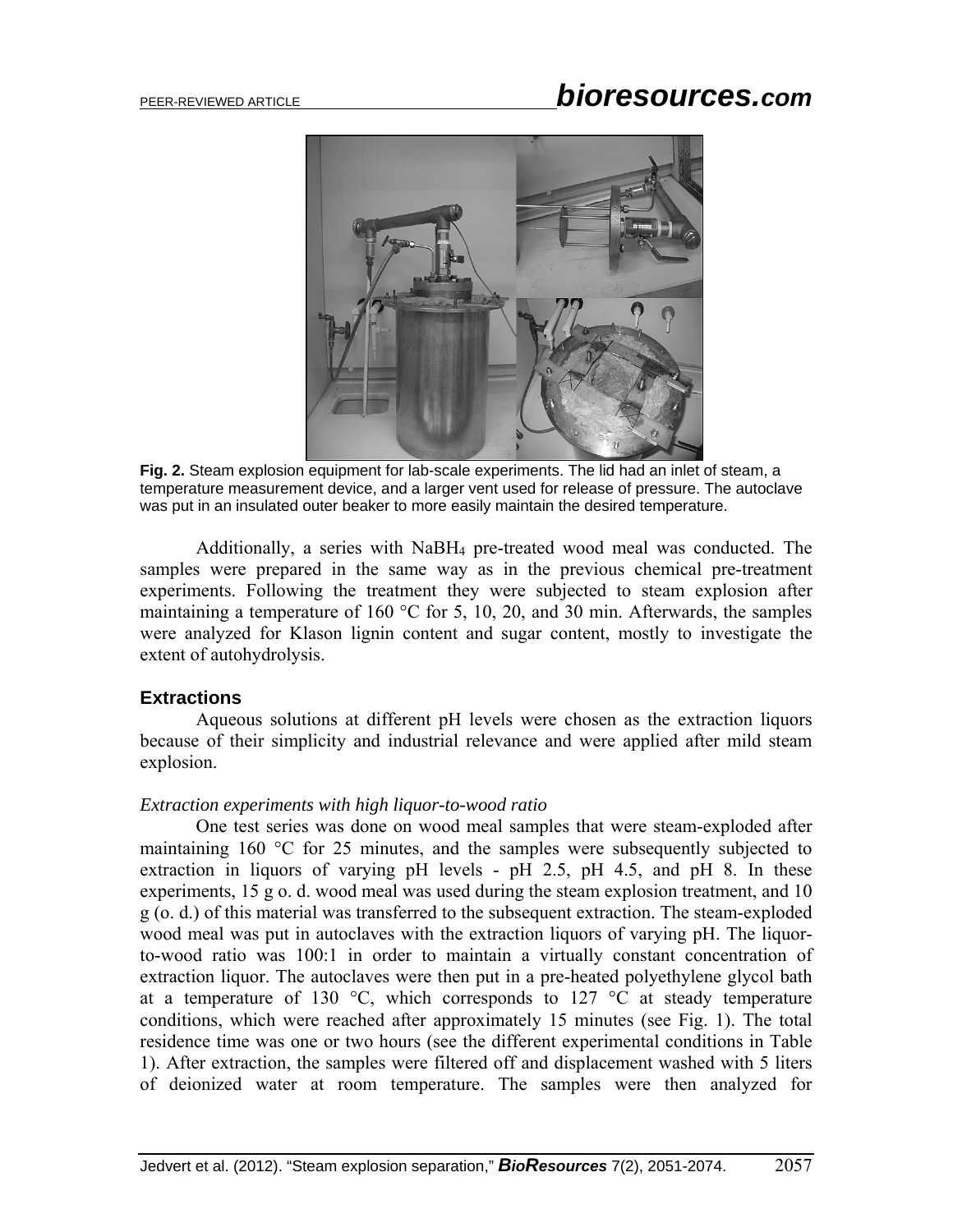**Fig. 2.** Steam explosion equipment for lab-scale experiments. The lid had an inlet of steam, a temperature measurement device, and a larger vent used for release of pressure. The autoclave was put in an insulated outer beaker to more easily maintain the desired temperature.

Additionally, a series with $NaBH_4$ pre-treated wood meal was conducted. The samples were prepared in the same way as in the previous chemical pre-treatment experiments. Following the treatment they were subjected to steam explosion after maintaining a temperature of 160 °C for 5, 10, 20, and 30 min. Afterwards, the samples were analyzed for Klason lignin content and sugar content, mostly to investigate the extent of autohydrolysis.

## Extractions

Aqueous solutions at different pH levels were chosen as the extraction liquors because of their simplicity and industrial relevance and were applied after mild steam explosion.

### *Extraction experiments with high liquor-to-wood ratio*

One test series was done on wood meal samples that were steam-exploded after maintaining 160 °C for 25 minutes, and the samples were subsequently subjected to extraction in liquors of varying pH levels - pH 2.5, pH 4.5, and pH 8. In these experiments, 15 g o. d. wood meal was used during the steam explosion treatment, and 10 g (o. d.) of this material was transferred to the subsequent extraction. The steam-exploded wood meal was put in autoclaves with the extraction liquors of varying pH. The liquor-to-wood ratio was 100:1 in order to maintain a virtually constant concentration of extraction liquor. The autoclaves were then put in a pre-heated polyethylene glycol bath at a temperature of 130 °C, which corresponds to 127 °C at steady temperature conditions, which were reached after approximately 15 minutes (see Fig. 1). The total residence time was one or two hours (see the different experimental conditions in Table 1). After extraction, the samples were filtered off and displacement washed with 5 liters of deionized water at room temperature. The samples were then analyzed for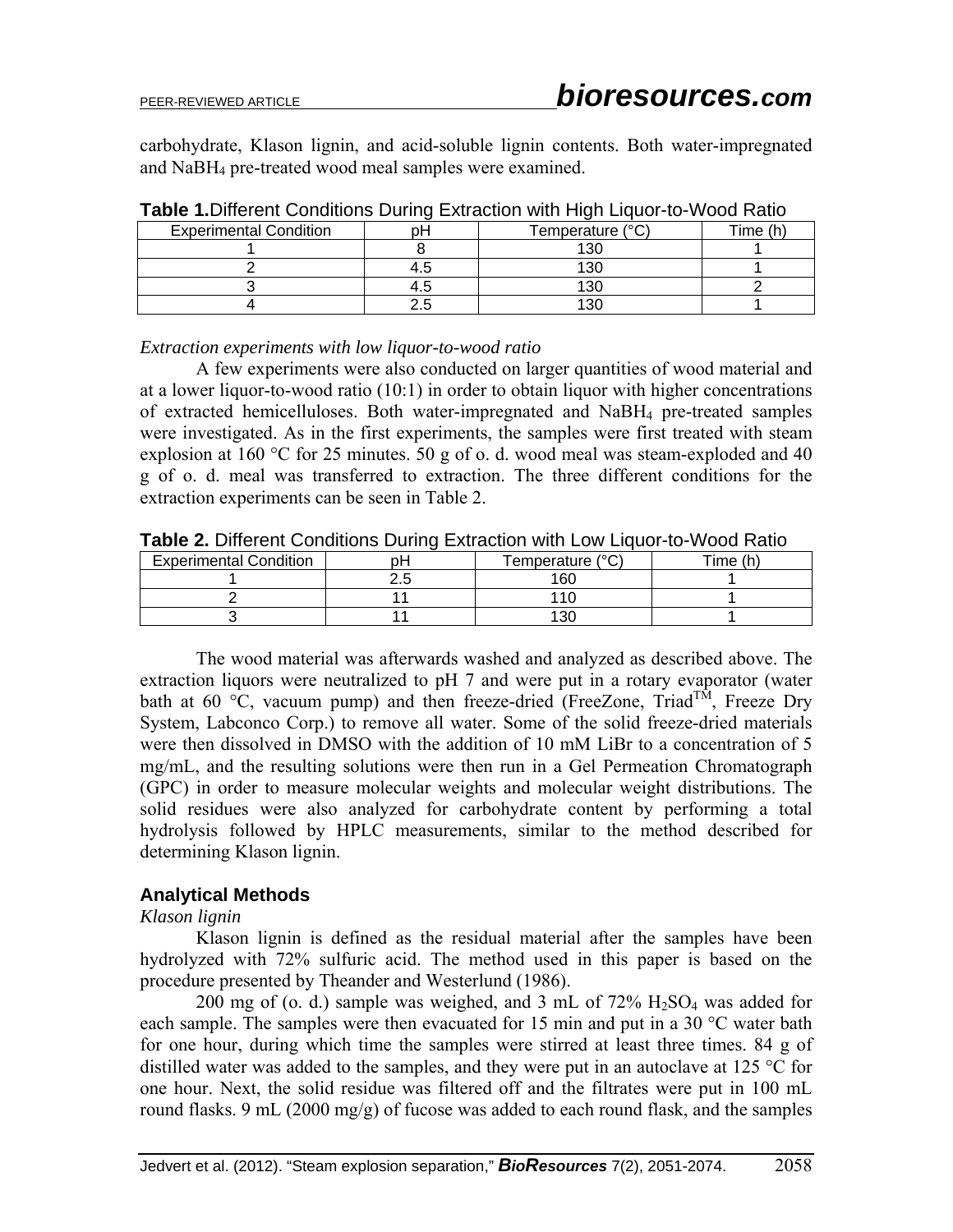carbohydrate, Klason lignin, and acid-soluble lignin contents. Both water-impregnated and $NaBH_4$ pre-treated wood meal samples were examined.

**Table 1.** Different Conditions During Extraction with High Liquor-to-Wood Ratio

| Experimental Condition | pH | Temperature (°C) | Time (h) |
|---|---|---|---|
| 1 | 8 | 130 | 1 |
| 2 | 4.5 | 130 | 1 |
| 3 | 4.5 | 130 | 2 |
| 4 | 2.5 | 130 | 1 |

*Extraction experiments with low liquor-to-wood ratio*

A few experiments were also conducted on larger quantities of wood material and at a lower liquor-to-wood ratio (10:1) in order to obtain liquor with higher concentrations of extracted hemicelluloses. Both water-impregnated and $NaBH_4$ pre-treated samples were investigated. As in the first experiments, the samples were first treated with steam explosion at 160 °C for 25 minutes. 50 g of o. d. wood meal was steam-exploded and 40 g of o. d. meal was transferred to extraction. The three different conditions for the extraction experiments can be seen in Table 2.

**Table 2.** Different Conditions During Extraction with Low Liquor-to-Wood Ratio

| Experimental Condition | pH | Temperature (°C) | Time (h) |
|---|---|---|---|
| 1 | 2.5 | 160 | 1 |
| 2 | 11 | 110 | 1 |
| 3 | 11 | 130 | 1 |

The wood material was afterwards washed and analyzed as described above. The extraction liquors were neutralized to pH 7 and were put in a rotary evaporator (water bath at 60 °C, vacuum pump) and then freeze-dried (FreeZone, Triad$^{TM}$, Freeze Dry System, Labconco Corp.) to remove all water. Some of the solid freeze-dried materials were then dissolved in DMSO with the addition of 10 mM LiBr to a concentration of 5 mg/mL, and the resulting solutions were then run in a Gel Permeation Chromatograph (GPC) in order to measure molecular weights and molecular weight distributions. The solid residues were also analyzed for carbohydrate content by performing a total hydrolysis followed by HPLC measurements, similar to the method described for determining Klason lignin.

## Analytical Methods

*Klason lignin*

Klason lignin is defined as the residual material after the samples have been hydrolyzed with 72% sulfuric acid. The method used in this paper is based on the procedure presented by Theander and Westerlund (1986).

200 mg of (o. d.) sample was weighed, and 3 mL of 72% $H_2SO_4$ was added for each sample. The samples were then evacuated for 15 min and put in a 30 °C water bath for one hour, during which time the samples were stirred at least three times. 84 g of distilled water was added to the samples, and they were put in an autoclave at 125 °C for one hour. Next, the solid residue was filtered off and the filtrates were put in 100 mL round flasks. 9 mL (2000 mg/g) of fucose was added to each round flask, and the samples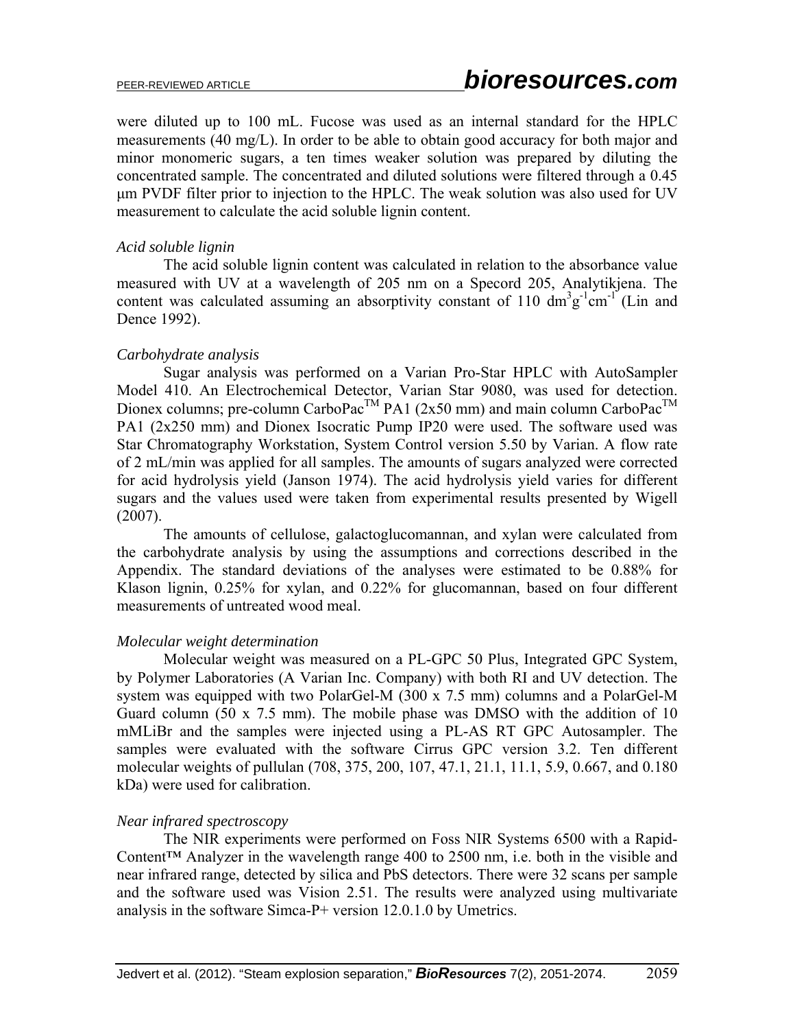were diluted up to 100 mL. Fucose was used as an internal standard for the HPLC measurements (40 mg/L). In order to be able to obtain good accuracy for both major and minor monomeric sugars, a ten times weaker solution was prepared by diluting the concentrated sample. The concentrated and diluted solutions were filtered through a 0.45 μm PVDF filter prior to injection to the HPLC. The weak solution was also for UV measurement to calculate the acid soluble lignin content.

### *Acid soluble lignin*

The acid soluble lignin content was calculated in relation to the absorbance value measured with UV at a wavelength of 205 nm on a Specord 205, Analytikjena. The content was calculated assuming an absorptivity constant of 110 $dm^3g^{-1}cm^{-1}$ (Lin and Dence 1992).

### *Carbohydrate analysis*

Sugar analysis was performed on a Varian Pro-Star HPLC with AutoSampler Model 410. An Electrochemical Detector, Varian Star 9080, was used for detection. Dionex columns; pre-column CarboPac™ PA1 (2x50 mm) and main column CarboPac™ PA1 (2x250 mm) and Dionex Isocratic Pump IP20 were used. The software used was Star Chromatography Workstation, System Control version 5.50 by Varian. A flow rate of 2 mL/min was applied for all samples. The amounts of sugars analyzed were corrected for acid hydrolysis yield (Janson 1974). The acid hydrolysis yield varies for different sugars and the values used were taken from experimental results presented by Wigell (2007).

The amounts of cellulose, galactoglucomannan, and xylan were calculated from the carbohydrate analysis by using the assumptions and corrections described in the Appendix. The standard deviations of the analyses were estimated to be 0.88% for Klason lignin, 0.25% for xylan, and 0.22% for glucomannan, based on four different measurements of untreated wood meal.

### *Molecular weight determination*

Molecular weight was measured on a PL-GPC 50 Plus, Integrated GPC System, by Polymer Laboratories (A Varian Inc. Company) with both RI and UV detection. The system was equipped with two PolarGel-M (300 x 7.5 mm) columns and a PolarGel-M Guard column (50 x 7.5 mm). The mobile phase was DMSO with the addition of 10 mMLiBr and the samples were injected using a PL-AS RT GPC Autosampler. The samples were evaluated with the software Cirrus GPC version 3.2. Ten different molecular weights of pullulan (708, 375, 200, 107, 47.1, 21.1, 11.1, 5.9, 0.667, and 0.180 kDa) were used for calibration.

### *Near infrared spectroscopy*

The NIR experiments were performed on Foss NIR Systems 6500 with a Rapid-Content™ Analyzer in the wavelength range 400 to 2500 nm, i.e. both in the visible and near infrared range, detected by silica and PbS detectors. There were 32 scans per sample and the software used was Vision 2.51. The results were analyzed using multivariate analysis in the software Simca-P+ version 12.0.1.0 by Umetrics.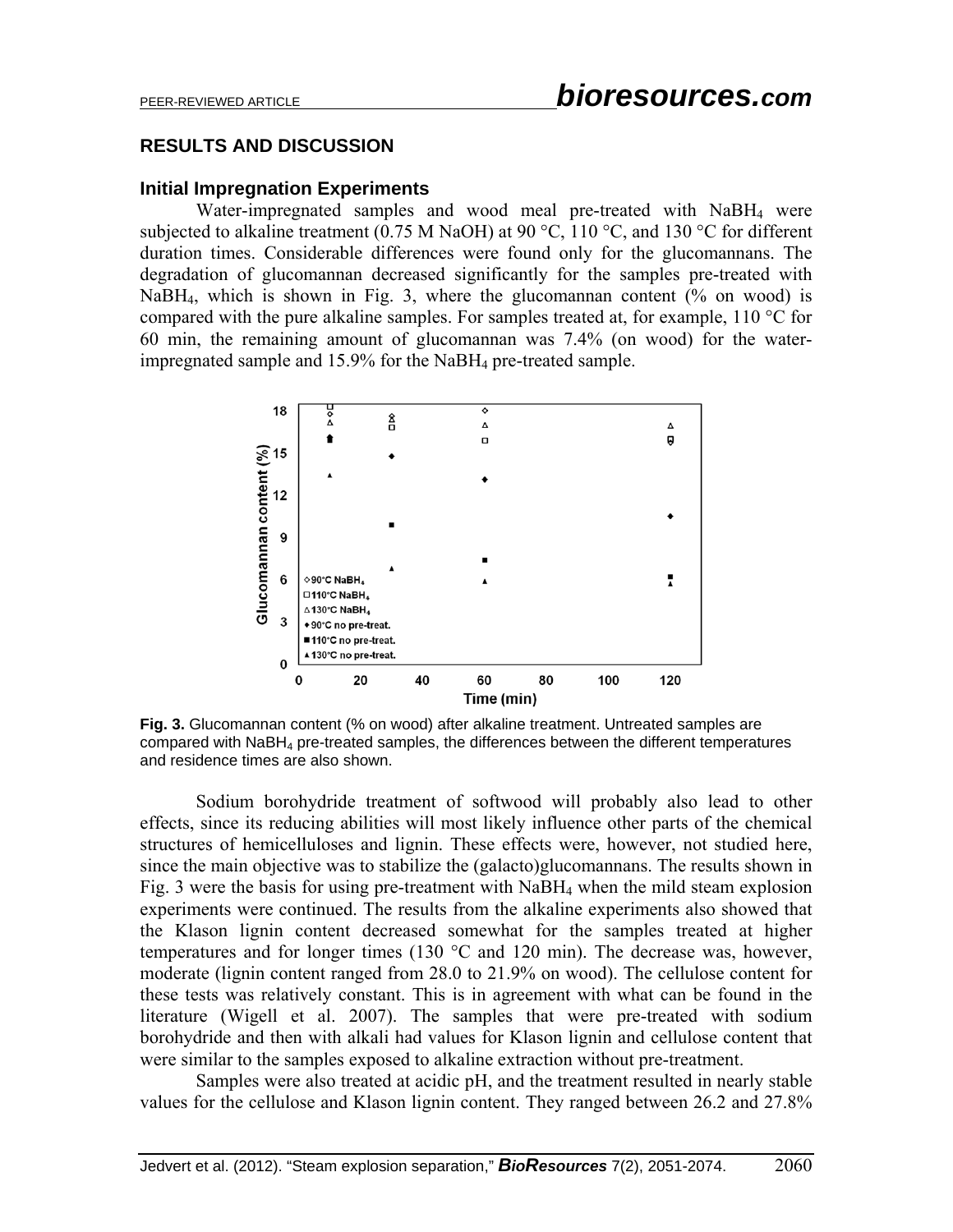## RESULTS AND DISCUSSION

### Initial Impregnation Experiments

Water-impregnated samples and wood meal pre-treated with $NaBH_4$ were subjected to alkaline treatment (0.75 M NaOH) at 90 °C, 110 °C, and 130 °C for different duration times. Considerable differences were found only for the glucomannans. The degradation of glucomannan decreased significantly for the samples pre-treated with $NaBH_4$, which is shown in Fig. 3, where the glucomannan content (% on wood) is compared with the pure alkaline samples. For samples treated at, for example, 110 °C for 60 min, the remaining amount of glucomannan was 7.4% (on wood) for the water-impregnated sample and 15.9% for the $NaBH_4$ pre-treated sample.

**Fig. 3.** Glucomannan content (% on wood) after alkaline treatment. Untreated samples are compared with $NaBH_4$ pre-treated samples, the differences between the different temperatures and residence times are also shown.

Sodium borohydride treatment of softwood will probably also lead to other effects, since its reducing abilities will most likely influence other parts of the chemical structures of hemicelluloses and lignin. These effects were, however, not studied here, since the main objective was to stabilize the (galacto)glucomannans. The results shown in Fig. 3 were the basis for using pre-treatment with $NaBH_4$ when the mild steam explosion experiments were continued. The results from the alkaline experiments also showed that the Klason lignin content decreased somewhat for the samples treated at higher temperatures and for longer times (130 °C and 120 min). The decrease was, however, moderate (lignin content ranged from 28.0 to 21.9% on wood). The cellulose content for these tests was relatively constant. This is in agreement with what can be found in the literature (Wigell et al. 2007). The samples that were pre-treated with sodium borohydride and then with alkali had values for Klason lignin and cellulose content that were similar to the samples exposed to alkaline extraction without pre-treatment.

Samples were also treated at acidic pH, and the treatment resulted in nearly stable values for the cellulose and Klason lignin content. They ranged between 26.2 and 27.8%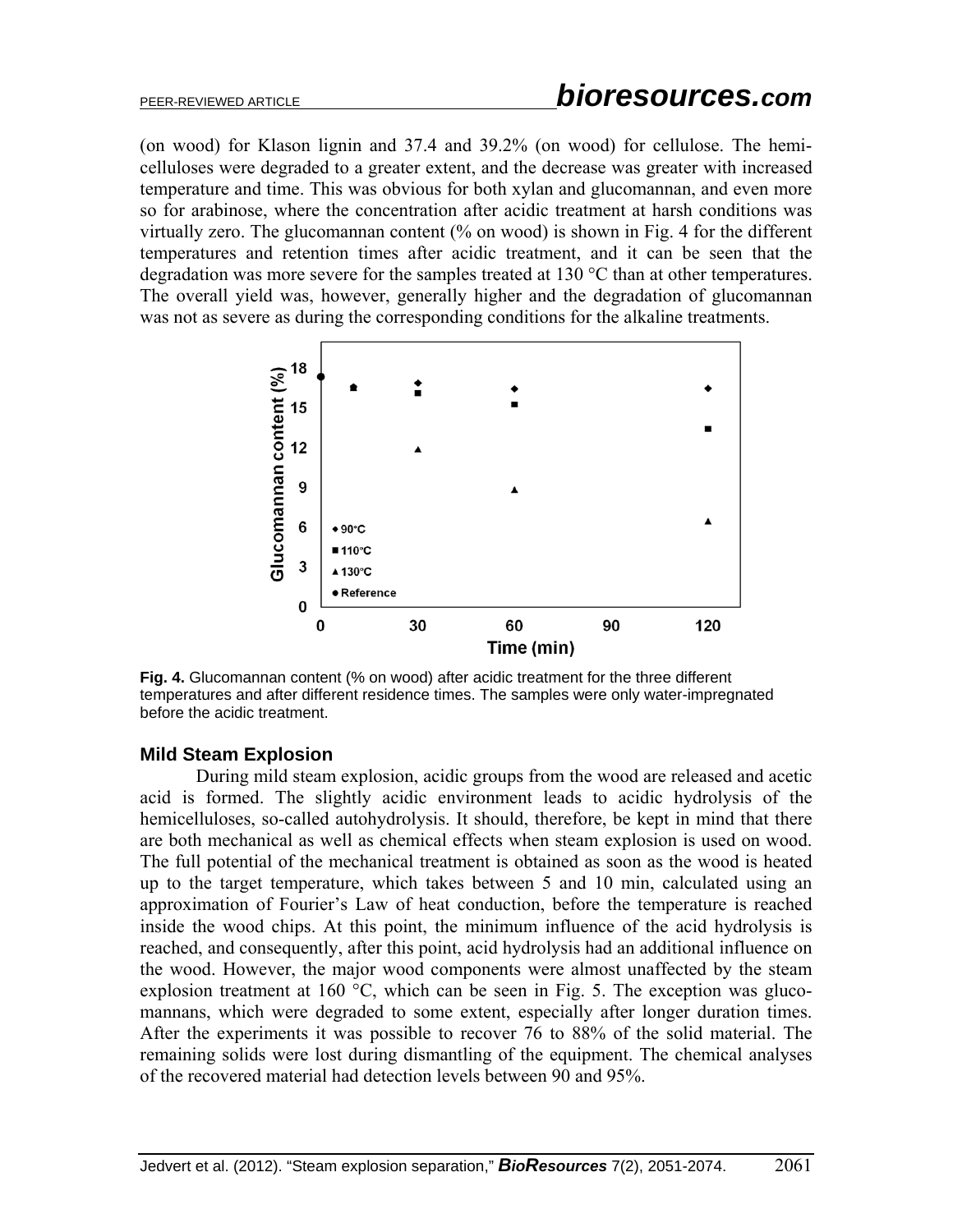(on wood) for Klason lignin and 37.4 and 39.2% (on wood) for cellulose. The hemi-celluloses were degraded to a greater extent, and the decrease was greater with increased temperature and time. This was obvious for both xylan and glucomannan, and even more so for arabinose, where the concentration after acidic treatment at harsh conditions was virtually zero. The glucomannan content (% on wood) is shown in Fig. 4 for the different temperatures and retention times after acidic treatment, and it can be seen that the degradation was more severe for the samples treated at 130 °C than at other temperatures. The overall yield was, however, generally higher and the degradation of glucomannan was not as severe as during the corresponding conditions for the alkaline treatments.

**Fig. 4.** Glucomannan content (% on wood) after acidic treatment for the three different temperatures and after different residence times. The samples were only water-impregnated before the acidic treatment.

### Mild Steam Explosion

During mild steam explosion, acidic groups from the wood are released and acetic acid is formed. The slightly acidic environment leads to acidic hydrolysis of the hemicelluloses, so-called autohydrolysis. It should, therefore, be kept in mind that there are both mechanical as well as chemical effects when steam explosion is used on wood. The full potential of the mechanical treatment is obtained as soon as the wood is heated up to the target temperature, which takes between 5 and 10 min, calculated using an approximation of Fourier's Law of heat conduction, before the temperature is reached inside the wood chips. At this point, the minimum influence of the acid hydrolysis is reached, and consequently, after this point, acid hydrolysis had an additional influence on the wood. However, the major wood components were almost unaffected by the steam explosion treatment at 160 °C, which can be seen in Fig. 5. The exception was gluco-mannans, which were degraded to some extent, especially after longer duration times. After the experiments it was possible to recover 76 to 88% of the solid material. The remaining solids were lost during dismantling of the equipment. The chemical analyses of the recovered material had detection levels between 90 and 95%.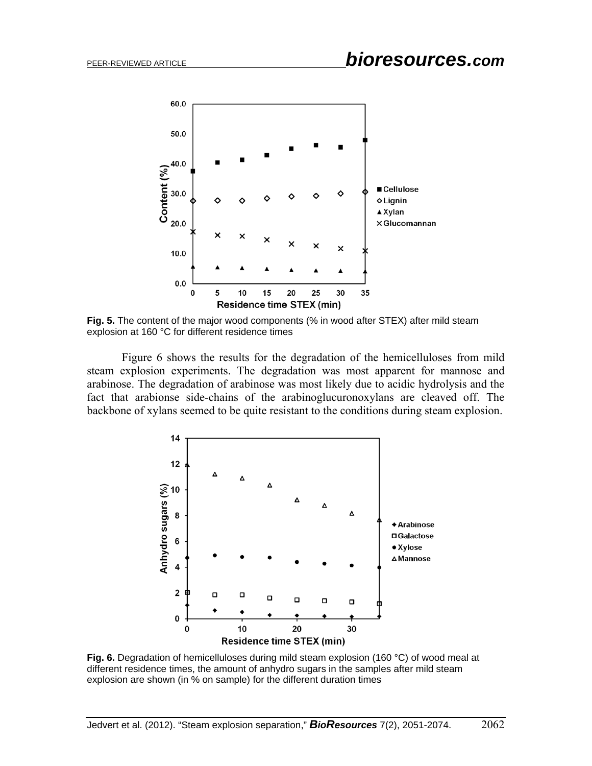**Fig. 5.** The content of the major wood components (% in wood after STEX) after mild steam explosion at 160 °C for different residence times

Figure 6 shows the results for the degradation of the hemicelluloses from mild steam explosion experiments. The degradation was most apparent for mannose and arabinose. The degradation of arabinose was most likely due to acidic hydrolysis and the fact that arabionse side-chains of the arabinoglucuronoxylans are cleaved off. The backbone of xylans seemed to be quite resistant to the conditions during steam explosion.

**Fig. 6.** Degradation of hemicelluloses during mild steam explosion (160 °C) of wood meal at different residence times, the amount of anhydro sugars in the samples after mild steam explosion are shown (in % on sample) for the different duration times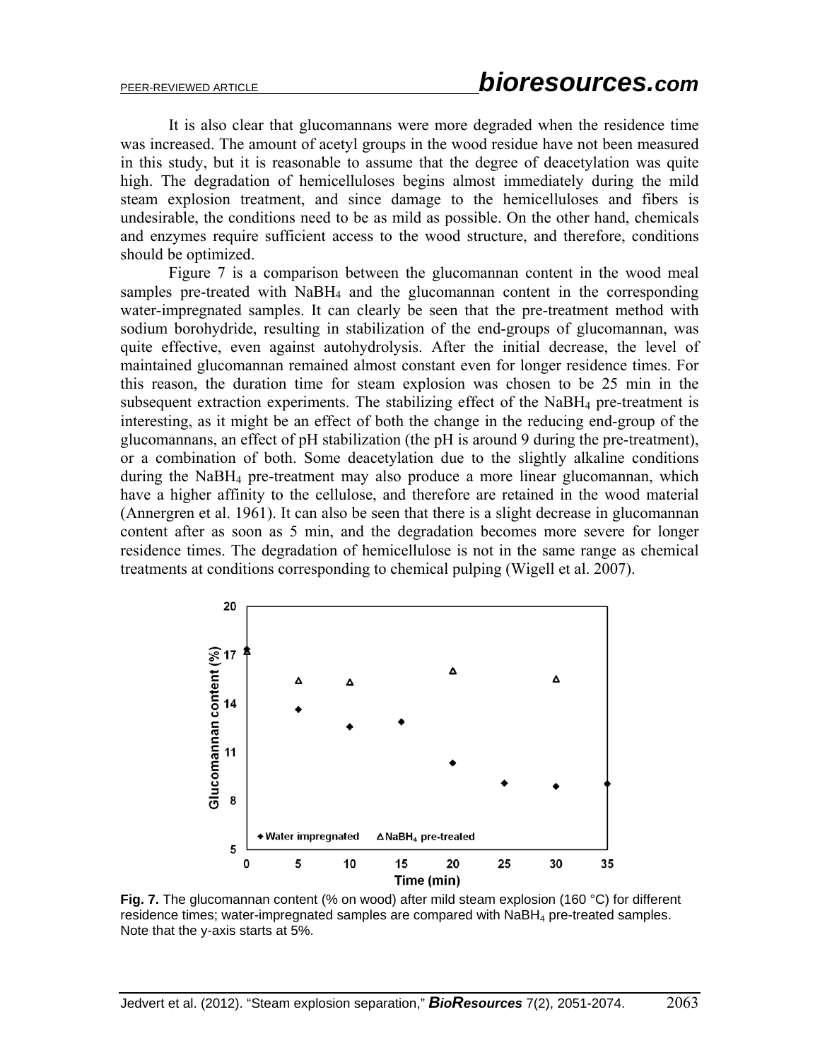It is also clear that glucomannans were more degraded when the residence time was increased. The amount of acetyl groups in the wood residue have not been measured in this study, but it is reasonable to assume that the degree of deacetylation was quite high. The degradation of hemicelluloses begins almost immediately during the mild steam explosion treatment, and since damage to the hemicelluloses and fibers is undesirable, the conditions need to be as mild as possible. On the other hand, chemicals and enzymes require sufficient access to the wood structure, and therefore, conditions should be optimized.

Figure 7 is a comparison between the glucomannan content in the wood meal samples pre-treated with $NaBH_4$ and the glucomannan content in the corresponding water-impregnated samples. It can clearly be seen that the pre-treatment method with sodium borohydride, resulting in stabilization of the end-groups of glucomannan, was quite effective, even against autohydrolysis. After the initial decrease, the level of maintained glucomannan remained almost constant even for longer residence times. For this reason, the duration time for steam explosion was chosen to be 25 min in the subsequent extraction experiments. The stabilizing effect of the $NaBH_4$ pre-treatment is interesting, as it might be an effect of both the change in the reducing end-group of the glucomannans, an effect of pH stabilization (the pH is around 9 during the pre-treatment), or a combination of both. Some deacetylation due to the slightly alkaline conditions during the $NaBH_4$ pre-treatment may also produce a more linear glucomannan, which have a higher affinity to the cellulose, and therefore are retained in the wood material (Annergren et al. 1961). It can also be seen that there is a slight decrease in glucomannan content after as soon as 5 min, and the degradation becomes more severe for longer residence times. The degradation of hemicellulose is not in the same range as chemical treatments at conditions corresponding to chemical pulping (Wigell et al. 2007).

**Fig. 7.** The glucomannan content (% on wood) after mild steam explosion (160 °C) for different residence times; water-impregnated samples are compared with $NaBH_4$ pre-treated samples. Note that the y-axis starts at 5%.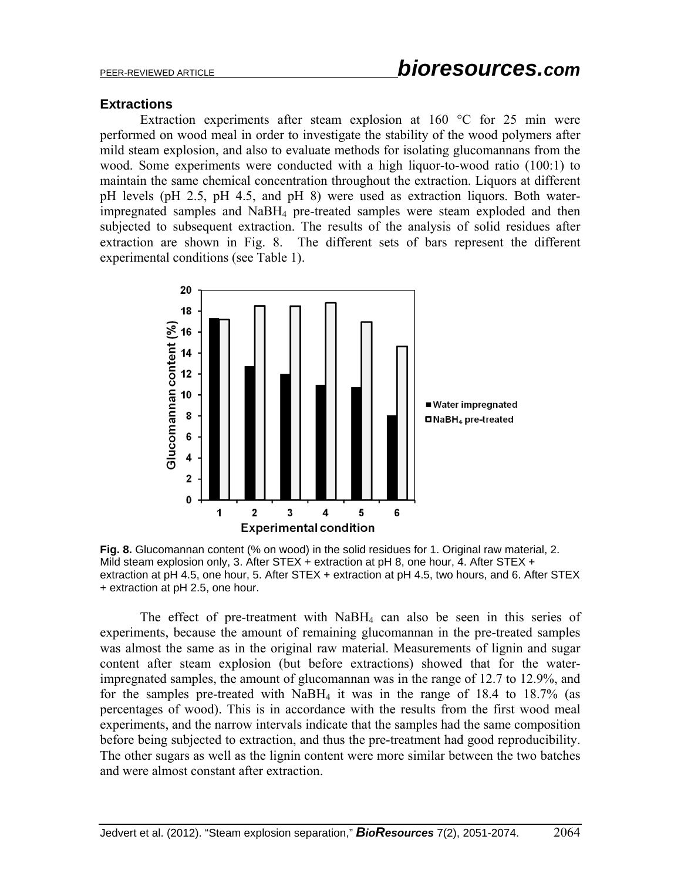### Extractions

Extraction experiments after steam explosion at 160 °C for 25 min were performed on wood meal in order to investigate the stability of the wood polymers after mild steam explosion, and also to evaluate methods for isolating glucomannans from the wood. Some experiments were conducted with a high liquor-to-wood ratio (100:1) to maintain the same chemical concentration throughout the extraction. Liquors at different pH levels (pH 2.5, pH 4.5, and pH 8) were used as extraction liquors. Both water-impregnated samples and $NaBH_4$ pre-treated samples were steam exploded and then subjected to subsequent extraction. The results of the analysis of solid residues after extraction are shown in Fig. 8. The different sets of bars represent the different experimental conditions (see Table 1).

**Fig. 8.** Glucomannan content (% on wood) in the solid residues for 1. Original raw material, 2. Mild steam explosion only, 3. After STEX + extraction at pH 8, one hour, 4. After STEX + extraction at pH 4.5, one hour, 5. After STEX + extraction at pH 4.5, two hours, and 6. After STEX + extraction at pH 2.5, one hour.

The effect of pre-treatment with $NaBH_4$ can also be seen in this series of experiments, because the amount of remaining glucomannan in the pre-treated samples was almost the same as in the original raw material. Measurements of lignin and sugar content after steam explosion (but before extractions) showed that for the water-impregnated samples, the amount of glucomannan was in the range of 12.7 to 12.9%, and for the samples pre-treated with $NaBH_4$ it was in the range of 18.4 to 18.7% (as percentages of wood). This is in accordance with the results from the first wood meal experiments, and the narrow intervals indicate that the samples had the same composition before being subjected to extraction, and thus the pre-treatment had good reproducibility. The other sugars as well as the lignin content were more similar between the two batches and were almost constant after extraction.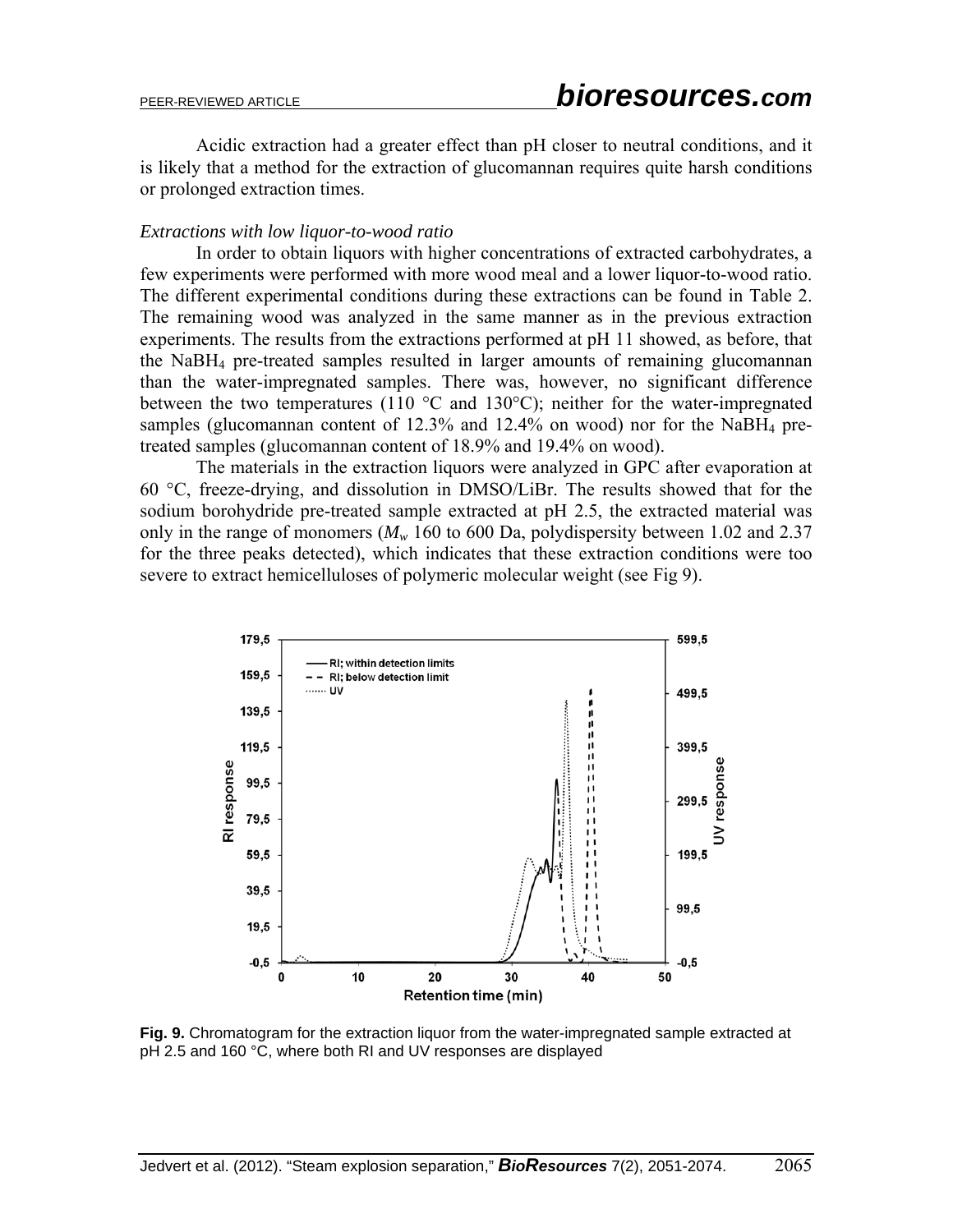Acidic extraction had a greater effect than pH closer to neutral conditions, and it is likely that a method for the extraction of glucomannan requires quite harsh conditions or prolonged extraction times.

*Extractions with low liquor-to-wood ratio*

In order to obtain liquors with higher concentrations of extracted carbohydrates, a few experiments were performed with more wood meal and a lower liquor-to-wood ratio. The different experimental conditions during these extractions can be found in Table 2. The remaining wood was analyzed in the same manner as in the previous extraction experiments. The results from the extractions performed at pH 11 showed, as before, that the $NaBH_4$ pre-treated samples resulted in larger amounts of remaining glucomannan than the water-impregnated samples. There was, however, no significant difference between the two temperatures (110 °C and 130°C); neither for the water-impregnated samples (glucomannan content of 12.3% and 12.4% on wood) nor for the $NaBH_4$ pre-treated samples (glucomannan content of 18.9% and 19.4% on wood).

The materials in the extraction liquors were analyzed in GPC after evaporation at 60 °C, freeze-drying, and dissolution in DMSO/LiBr. The results showed that for the sodium borohydride pre-treated sample extracted at pH 2.5, the extracted material was only in the range of monomers ($M_w$ 160 to 600 Da, polydispersity between 1.02 and 2.37 for the three peaks detected), which indicates that these extraction conditions were too severe to extract hemicelluloses of polymeric molecular weight (see Fig 9).

**Fig. 9.** Chromatogram for the extraction liquor from the water-impregnated sample extracted at pH 2.5 and 160 °C, where both RI and UV responses are displayed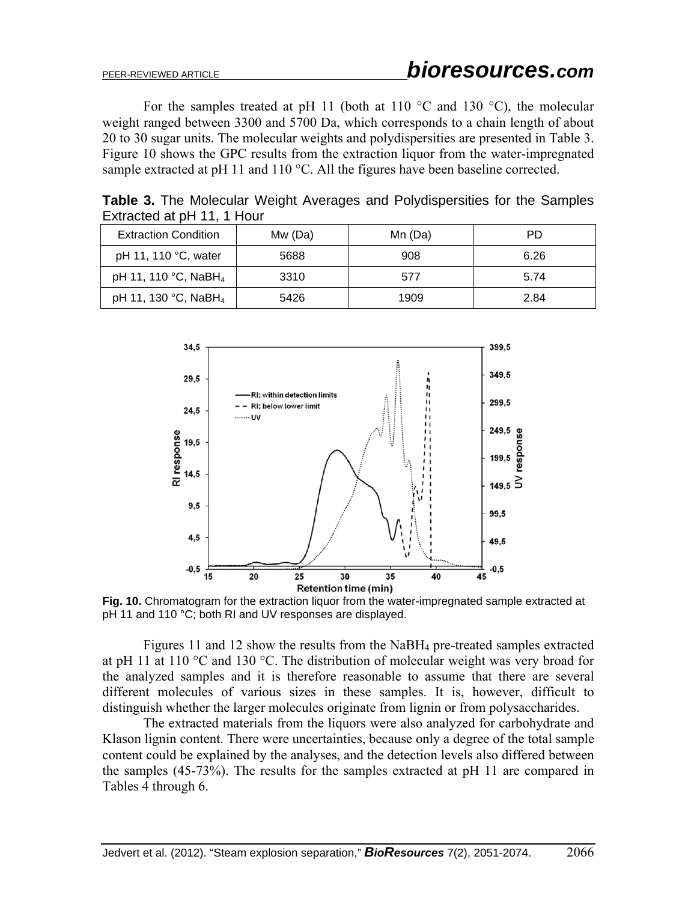For the samples treated at pH 11 (both at 110 °C and 130 °C), the molecular weight ranged between 3300 and 5700 Da, which corresponds to a chain length of about 20 to 30 sugar units. The molecular weights and polydispersities are presented in Table 3. Figure 10 shows the GPC results from the extraction liquor from the water-impregnated sample extracted at pH 11 and 110 °C. All the figures have been baseline corrected.

**Table 3.** The Molecular Weight Averages and Polydispersities for the Samples Extracted at pH 11, 1 Hour

| Extraction Condition | Mw (Da) | Mn (Da) | PD |
|---|---|---|---|
| pH 11, 110 °C, water | 5688 | 908 | 6.26 |
| pH 11, 110 °C, $NaBH_4$ | 3310 | 577 | 5.74 |
| pH 11, 130 °C, $NaBH_4$ | 5426 | 1909 | 2.84 |

**Fig. 10.** Chromatogram for the extraction liquor from the water-impregnated sample extracted at pH 11 and 110 °C; both RI and UV responses are displayed.

Figures 11 and 12 show the results from the $NaBH_4$ pre-treated samples extracted at pH 11 at 110 °C and 130 °C. The distribution of molecular weight was very broad for the analyzed samples and it is therefore reasonable to assume that there are several different molecules of various sizes in these samples. It is, however, difficult to distinguish whether the larger molecules originate from lignin or from polysaccharides.

The extracted materials from the liquors were also analyzed for carbohydrate and Klason lignin content. There were uncertainties, because only a degree of the total sample content could be explained by the analyses, and the detection levels also differed between the samples (45-73%). The results for the samples extracted at pH 11 are compared in Tables 4 through 6.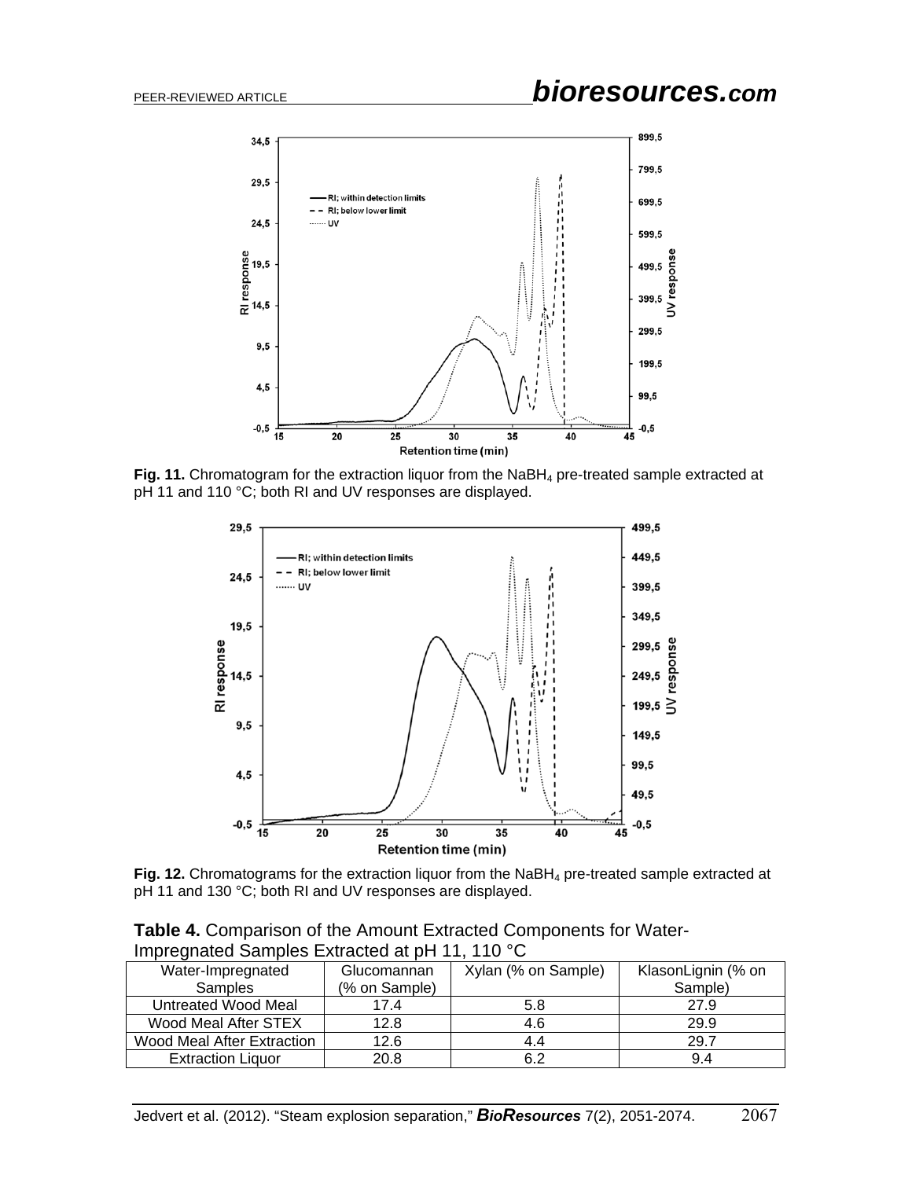**Fig. 11.** Chromatogram for the extraction liquor from the $NaBH_4$ pre-treated sample extracted at pH 11 and 110 °C; both RI and UV responses are displayed.

**Fig. 12.** Chromatograms for the extraction liquor from the $NaBH_4$ pre-treated sample extracted at pH 11 and 130 °C; both RI and UV responses are displayed.

**Table 4.** Comparison of the Amount Extracted Components for Water-Impregnated Samples Extracted at pH 11, 110 °C

| Water-Impregnated Samples | Glucomannan (% on Sample) | Xylan (% on Sample) | KlasonLignin (% on Sample) |
|---|---|---|---|
| Untreated Wood Meal | 17.4 | 5.8 | 27.9 |
| Wood Meal After STEX | 12.8 | 4.6 | 29.9 |
| Wood Meal After Extraction | 12.6 | 4.4 | 29.7 |
| Extraction Liquor | 20.8 | 6.2 | 9.4 |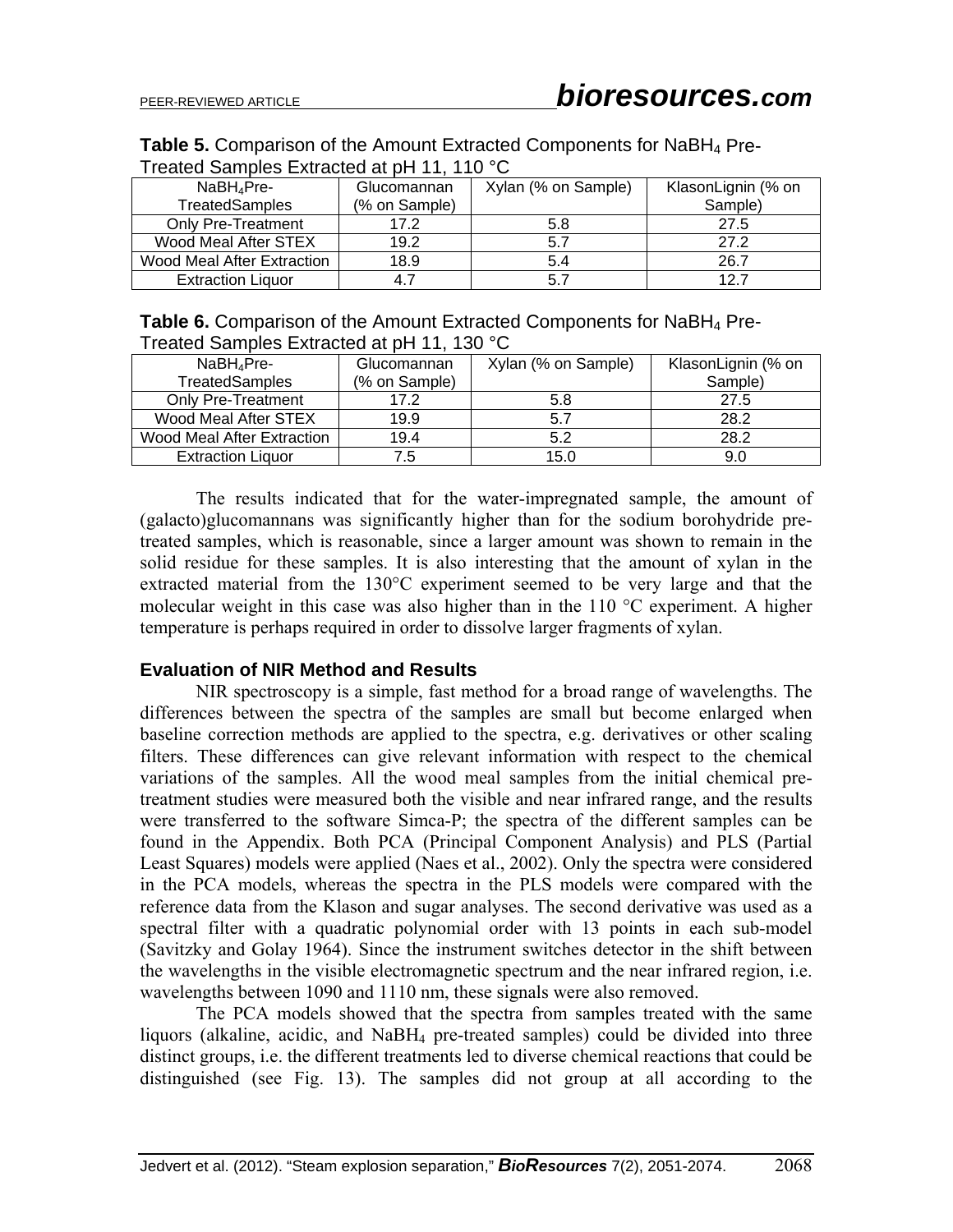**Table 5.** Comparison of the Amount Extracted Components for $NaBH_4$ Pre-Treated Samples Extracted at pH 11, 110 °C

| $NaBH_4$Pre-TreatedSamples | Glucomannan (% on Sample) | Xylan (% on Sample) | KlasonLignin (% on Sample) |
|---|---|---|---|
| Only Pre-Treatment | 17.2 | 5.8 | 27.5 |
| Wood Meal After STEX | 19.2 | 5.7 | 27.2 |
| Wood Meal After Extraction | 18.9 | 5.4 | 26.7 |
| Extraction Liquor | 4.7 | 5.7 | 12.7 |

**Table 6.** Comparison of the Amount Extracted Components for $NaBH_4$ Pre-Treated Samples Extracted at pH 11, 130 °C

| $NaBH_4$Pre-TreatedSamples | Glucomannan (% on Sample) | Xylan (% on Sample) | KlasonLignin (% on Sample) |
|---|---|---|---|
| Only Pre-Treatment | 17.2 | 5.8 | 27.5 |
| Wood Meal After STEX | 19.9 | 5.7 | 28.2 |
| Wood Meal After Extraction | 19.4 | 5.2 | 28.2 |
| Extraction Liquor | 7.5 | 15.0 | 9.0 |

The results indicated that for the water-impregnated sample, the amount of (galacto)glucomannans was significantly higher than for the sodium borohydride pre-treated samples, which is reasonable, since a larger amount was shown to remain in the solid residue for these samples. It is also interesting that the amount of xylan in the extracted material from the 130°C experiment seemed to be very large and that the molecular weight in this case was also higher than in the 110 °C experiment. A higher temperature is perhaps required in order to dissolve larger fragments of xylan.

### Evaluation of NIR Method and Results

NIR spectroscopy is a simple, fast method for a broad range of wavelengths. The differences between the spectra of the samples are small but become enlarged when baseline correction methods are applied to the spectra, e.g. derivatives or other scaling filters. These differences can give relevant information with respect to the chemical variations of the samples. All the wood meal samples from the initial chemical pre-treatment studies were measured both the visible and near infrared range, and the results were transferred to the software Simca-P; the spectra of the different samples can be found in the Appendix. Both PCA (Principal Component Analysis) and PLS (Partial Least Squares) models were applied (Naes et al., 2002). Only the spectra were considered in the PCA models, whereas the spectra in the PLS models were compared with the reference data from the Klason and sugar analyses. The second derivative was used as a spectral filter with a quadratic polynomial order with 13 points in each sub-model (Savitzky and Golay 1964). Since the instrument switches detector in the shift between the wavelengths in the visible electromagnetic spectrum and the near infrared region, i.e. wavelengths between 1090 and 1110 nm, these signals were also removed.

The PCA models showed that the spectra from samples treated with the same liquors (alkaline, acidic, and $NaBH_4$ pre-treated samples) could be divided into three distinct groups, i.e. the different treatments led to diverse chemical reactions that could be distinguished (see Fig. 13). The samples did not group at all according to the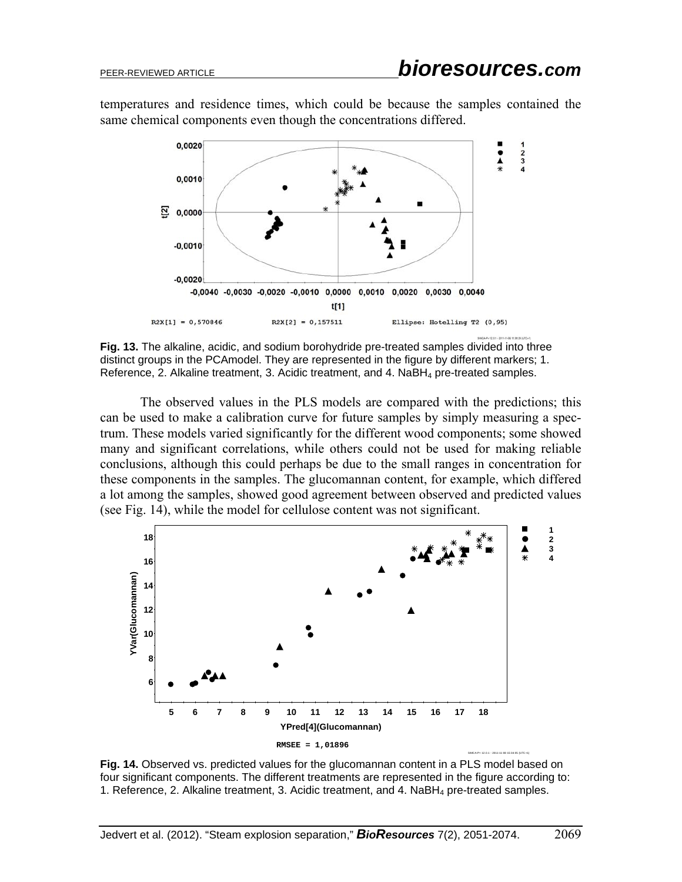temperatures and residence times, which could be because the samples contained the same chemical components even though the concentrations differed.

**Fig. 13.** The alkaline, acidic, and sodium borohydride pre-treated samples divided into three distinct groups in the PCAmodel. They are represented in the figure by different markers; 1. Reference, 2. Alkaline treatment, 3. Acidic treatment, and 4. $NaBH_4$ pre-treated samples.

The observed values in the PLS models are compared with the predictions; this can be used to make a calibration curve for future samples by simply measuring a spectrum. These models varied significantly for the different wood components; some showed many and significant correlations, while others could not be used for making reliable conclusions, although this could perhaps be due to the small ranges in concentration for these components in the samples. The glucomannan content, for example, which differed a lot among the samples, showed good agreement between observed and predicted values (see Fig. 14), while the model for cellulose content was not significant.

**Fig. 14.** Observed vs. predicted values for the glucomannan content in a PLS model based on four significant components. The different treatments are represented in the figure according to: 1. Reference, 2. Alkaline treatment, 3. Acidic treatment, and 4. $NaBH_4$ pre-treated samples.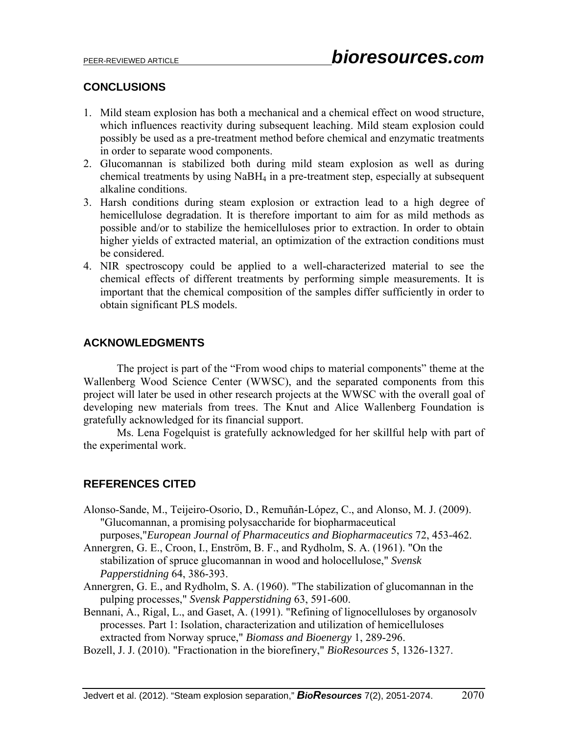## CONCLUSIONS

1. Mild steam explosion has both a mechanical and a chemical effect on wood structure, which influences reactivity during subsequent leaching. Mild steam explosion could possibly be used as a pre-treatment method before chemical and enzymatic treatments in order to separate wood components.
2. Glucomannan is stabilized both during mild steam explosion as well as during chemical treatments by using $NaBH_4$ in a pre-treatment step, especially at subsequent alkaline conditions.
3. Harsh conditions during steam explosion or extraction lead to a high degree of hemicellulose degradation. It is therefore important to aim for as mild methods as possible and/or to stabilize the hemicelluloses prior to extraction. In order to obtain higher yields of extracted material, an optimization of the extraction conditions must be considered.
4. NIR spectroscopy could be applied to a well-characterized material to see the chemical effects of different treatments by performing simple measurements. It is important that the chemical composition of the samples differ sufficiently in order to obtain significant PLS models.

## ACKNOWLEDGMENTS

The project is part of the “From wood chips to material components” theme at the Wallenberg Wood Science Center (WWSC), and the separated components from this project will later be used in other research projects at the WWSC with the overall goal of developing new materials from trees. The Knut and Alice Wallenberg Foundation is gratefully acknowledged for its financial support.

Ms. Lena Fogelquist is gratefully acknowledged for her skillful help with part of the experimental work.

## REFERENCES CITED

Alonso-Sande, M., Teijeiro-Osorio, D., Remuñán-López, C., and Alonso, M. J. (2009). "Glucomannan, a promising polysaccharide for biopharmaceutical purposes,"*European Journal of Pharmaceutics and Biopharmaceutics* 72, 453-462.

Annergren, G. E., Croon, I., Enström, B. F., and Rydholm, S. A. (1961). "On the stabilization of spruce glucomannan in wood and holocellulose," *Svensk Papperstidning* 64, 386-393.

Annergren, G. E., and Rydholm, S. A. (1960). "The stabilization of glucomannan in the pulping processes," *Svensk Papperstidning* 63, 591-600.

Bennani, A., Rigal, L., and Gaset, A. (1991). "Refining of lignocelluloses by organosolv processes. Part 1: Isolation, characterization and utilization of hemicelluloses extracted from Norway spruce," *Biomass and Bioenergy* 1, 289-296.

Bozell, J. J. (2010). "Fractionation in the biorefinery," *BioResources* 5, 1326-1327.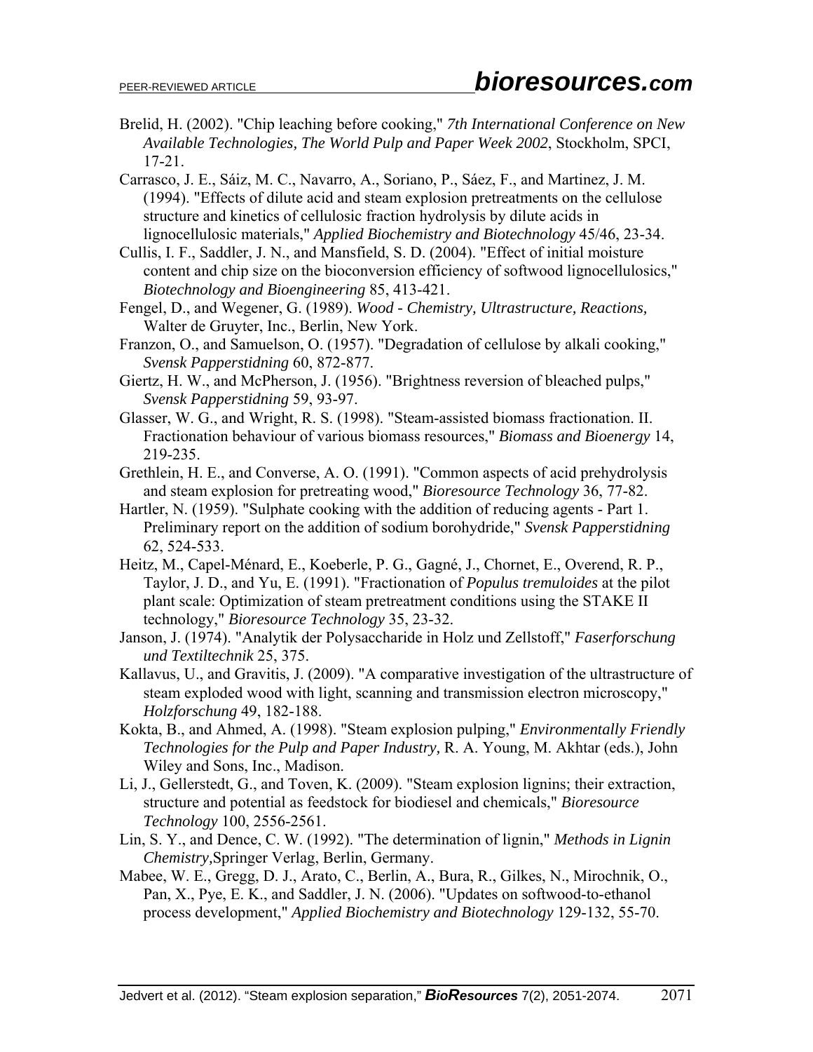Brelid, H. (2002). "Chip leaching before cooking," *7th International Conference on New Available Technologies, The World Pulp and Paper Week 2002*, Stockholm, SPCI, 17-21.

Carrasco, J. E., Sáiz, M. C., Navarro, A., Soriano, P., Sáez, F., and Martinez, J. M. (1994). "Effects of dilute acid and steam explosion pretreatments on the cellulose structure and kinetics of cellulosic fraction hydrolysis by dilute acids in lignocellulosic materials," *Applied Biochemistry and Biotechnology* 45/46, 23-34.

Cullis, I. F., Saddler, J. N., and Mansfield, S. D. (2004). "Effect of initial moisture content and chip size on the bioconversion efficiency of softwood lignocellulosics," *Biotechnology and Bioengineering* 85, 413-421.

Fengel, D., and Wegener, G. (1989). *Wood - Chemistry, Ultrastructure, Reactions,* Walter de Gruyter, Inc., Berlin, New York.

Franzon, O., and Samuelson, O. (1957). "Degradation of cellulose by alkali cooking," *Svensk Papperstidning* 60, 872-877.

Giertz, H. W., and McPherson, J. (1956). "Brightness reversion of bleached pulps," *Svensk Papperstidning* 59, 93-97.

Glasser, W. G., and Wright, R. S. (1998). "Steam-assisted biomass fractionation. II. Fractionation behaviour of various biomass resources," *Biomass and Bioenergy* 14, 219-235.

Grethlein, H. E., and Converse, A. O. (1991). "Common aspects of acid prehydrolysis and steam explosion for pretreating wood," *Bioresource Technology* 36, 77-82.

Hartler, N. (1959). "Sulphate cooking with the addition of reducing agents - Part 1. Preliminary report on the addition of sodium borohydride," *Svensk Papperstidning* 62, 524-533.

Heitz, M., Capel-Ménard, E., Koeberle, P. G., Gagné, J., Chornet, E., Overend, R. P., Taylor, J. D., and Yu, E. (1991). "Fractionation of *Populus tremuloides* at the pilot plant scale: Optimization of steam pretreatment conditions using the STAKE II technology," *Bioresource Technology* 35, 23-32.

Janson, J. (1974). "Analytik der Polysaccharide in Holz und Zellstoff," *Faserforschung und Textiltechnik* 25, 375.

Kallavus, U., and Gravitis, J. (2009). "A comparative investigation of the ultrastructure of steam exploded wood with light, scanning and transmission electron microscopy," *Holzforschung* 49, 182-188.

Kokta, B., and Ahmed, A. (1998). "Steam explosion pulping," *Environmentally Friendly Technologies for the Pulp and Paper Industry,* R. A. Young, M. Akhtar (eds.), John Wiley and Sons, Inc., Madison.

Li, J., Gellerstedt, G., and Toven, K. (2009). "Steam explosion lignins; their extraction, structure and potential as feedstock for biodiesel and chemicals," *Bioresource Technology* 100, 2556-2561.

Lin, S. Y., and Dence, C. W. (1992). "The determination of lignin," *Methods in Lignin Chemistry,*Springer Verlag, Berlin, Germany.

Mabee, W. E., Gregg, D. J., Arato, C., Berlin, A., Bura, R., Gilkes, N., Mirochnik, O., Pan, X., Pye, E. K., and Saddler, J. N. (2006). "Updates on softwood-to-ethanol process development," *Applied Biochemistry and Biotechnology* 129-132, 55-70.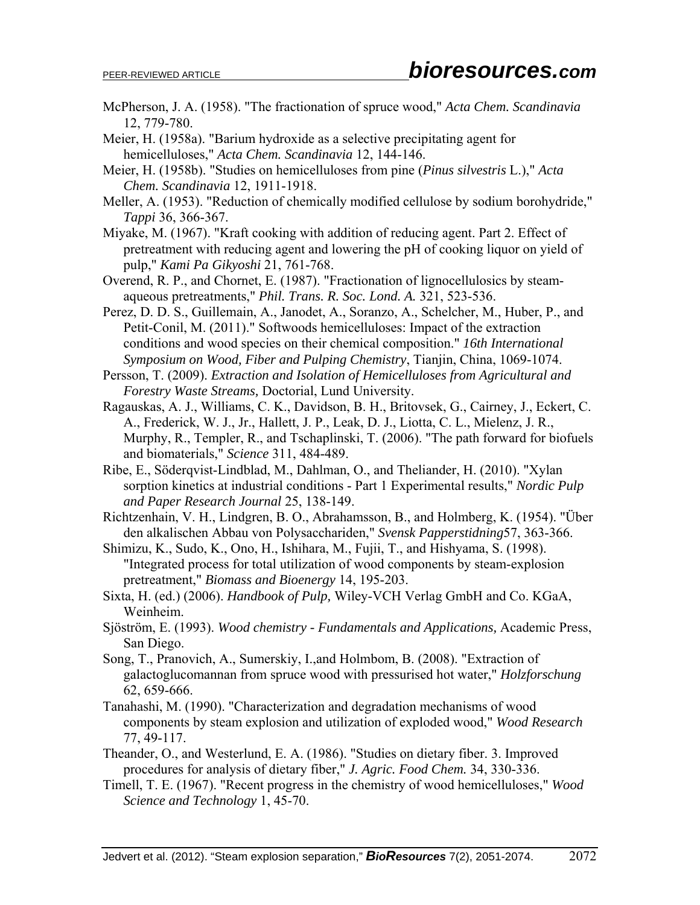McPherson, J. A. (1958). "The fractionation of spruce wood," *Acta Chem. Scandinavia* 12, 779-780.

Meier, H. (1958a). "Barium hydroxide as a selective precipitating agent for hemicelluloses," *Acta Chem. Scandinavia* 12, 144-146.

Meier, H. (1958b). "Studies on hemicelluloses from pine (*Pinus silvestris* L.)," *Acta Chem. Scandinavia* 12, 1911-1918.

Meller, A. (1953). "Reduction of chemically modified cellulose by sodium borohydride," *Tappi* 36, 366-367.

Miyake, M. (1967). "Kraft cooking with addition of reducing agent. Part 2. Effect of pretreatment with reducing agent and lowering the pH of cooking liquor on yield of pulp," *Kami Pa Gikyoshi* 21, 761-768.

Overend, R. P., and Chornet, E. (1987). "Fractionation of lignocellulosics by steam-aqueous pretreatments," *Phil. Trans. R. Soc. Lond. A.* 321, 523-536.

Perez, D. D. S., Guillemain, A., Janodet, A., Soranzo, A., Schelcher, M., Huber, P., and Petit-Conil, M. (2011)." Softwoods hemicelluloses: Impact of the extraction conditions and wood species on their chemical composition." *16th International Symposium on Wood, Fiber and Pulping Chemistry*, Tianjin, China, 1069-1074.

Persson, T. (2009). *Extraction and Isolation of Hemicelluloses from Agricultural and Forestry Waste Streams,* Doctorial, Lund University.

Ragauskas, A. J., Williams, C. K., Davidson, B. H., Britovsek, G., Cairney, J., Eckert, C. A., Frederick, W. J., Jr., Hallett, J. P., Leak, D. J., Liotta, C. L., Mielenz, J. R., Murphy, R., Templer, R., and Tschaplinski, T. (2006). "The path forward for biofuels and biomaterials," *Science* 311, 484-489.

Ribe, E., Söderqvist-Lindblad, M., Dahlman, O., and Theliander, H. (2010). "Xylan sorption kinetics at industrial conditions - Part 1 Experimental results," *Nordic Pulp and Paper Research Journal* 25, 138-149.

Richtzenhain, V. H., Lindgren, B. O., Abrahamsson, B., and Holmberg, K. (1954). "Über den alkalischen Abbau von Polysacchariden," *Svensk Papperstidning*57, 363-366.

Shimizu, K., Sudo, K., Ono, H., Ishihara, M., Fujii, T., and Hishyama, S. (1998). "Integrated process for total utilization of wood components by steam-explosion pretreatment," *Biomass and Bioenergy* 14, 195-203.

Sixta, H. (ed.) (2006). *Handbook of Pulp,* Wiley-VCH Verlag GmbH and Co. KGaA, Weinheim.

Sjöström, E. (1993). *Wood chemistry - Fundamentals and Applications,* Academic Press, San Diego.

Song, T., Pranovich, A., Sumerskiy, I.,and Holmbom, B. (2008). "Extraction of galactoglucomannan from spruce wood with pressurised hot water," *Holzforschung* 62, 659-666.

Tanahashi, M. (1990). "Characterization and degradation mechanisms of wood components by steam explosion and utilization of exploded wood," *Wood Research* 77, 49-117.

Theander, O., and Westerlund, E. A. (1986). "Studies on dietary fiber. 3. Improved procedures for analysis of dietary fiber," *J. Agric. Food Chem.* 34, 330-336.

Timell, T. E. (1967). "Recent progress in the chemistry of wood hemicelluloses," *Wood Science and Technology* 1, 45-70.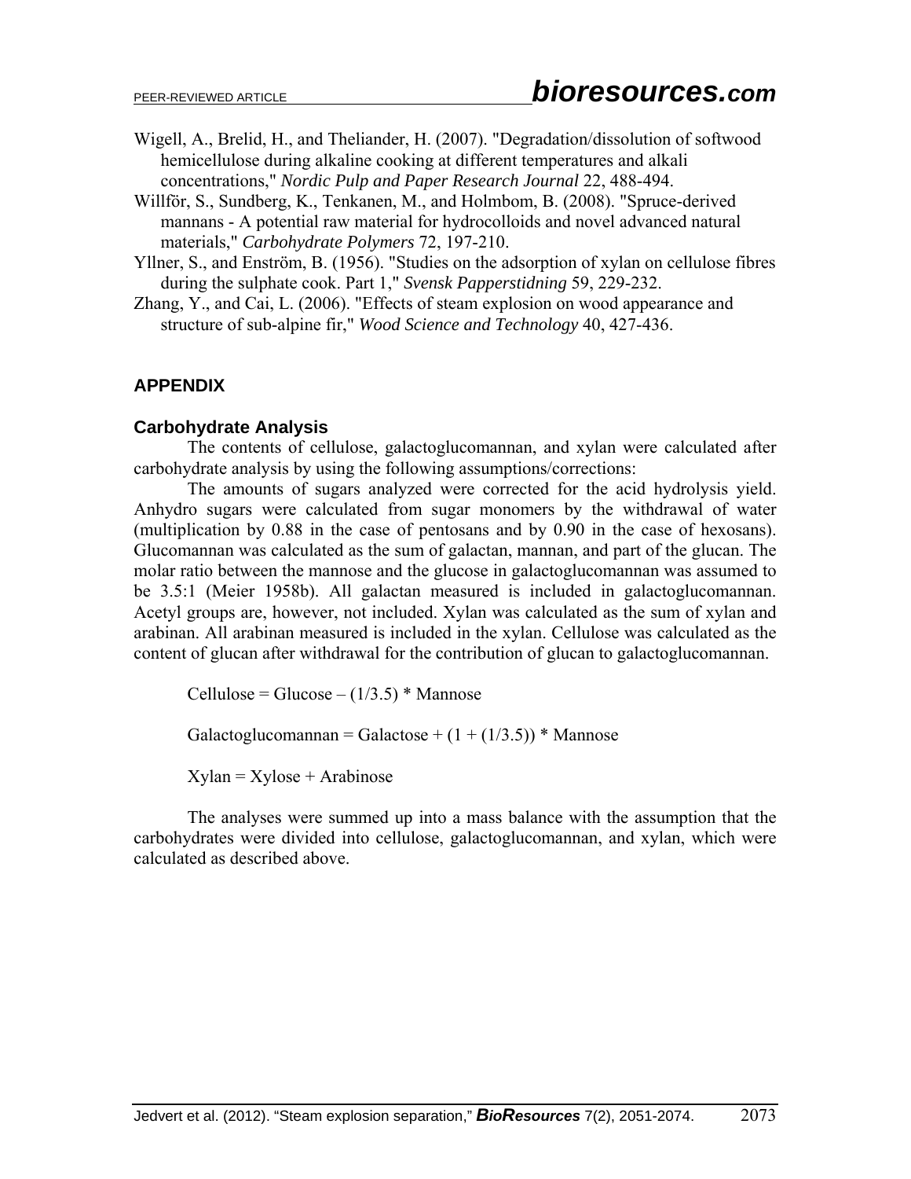Wigell, A., Brelid, H., and Theliander, H. (2007). "Degradation/dissolution of softwood hemicellulose during alkaline cooking at different temperatures and alkali concentrations," *Nordic Pulp and Paper Research Journal* 22, 488-494.

Willför, S., Sundberg, K., Tenkanen, M., and Holmbom, B. (2008). "Spruce-derived mannans - A potential raw material for hydrocolloids and novel advanced natural materials," *Carbohydrate Polymers* 72, 197-210.

Yllner, S., and Enström, B. (1956). "Studies on the adsorption of xylan on cellulose fibres during the sulphate cook. Part 1," *Svensk Papperstidning* 59, 229-232.

Zhang, Y., and Cai, L. (2006). "Effects of steam explosion on wood appearance and structure of sub-alpine fir," *Wood Science and Technology* 40, 427-436.

## APPENDIX

### Carbohydrate Analysis

The contents of cellulose, galactoglucomannan, and xylan were calculated after carbohydrate analysis by using the following assumptions/corrections:

The amounts of sugars analyzed were corrected for the acid hydrolysis yield. Anhydro sugars were calculated from sugar monomers by the withdrawal of water (multiplication by 0.88 in the case of pentosans and by 0.90 in the case of hexosans). Glucomannan was calculated as the sum of galactan, mannan, and part of the glucan. The molar ratio between the mannose and the glucose in galactoglucomannan was assumed to be 3.5:1 (Meier 1958b). All galactan measured is included in galactoglucomannan. Acetyl groups are, however, not included. Xylan was calculated as the sum of xylan and arabinan. All arabinan measured is included in the xylan. Cellulose was calculated as the content of glucan after withdrawal for the contribution of glucan to galactoglucomannan.

$$\text{Cellulose} = \text{Glucose} - (1/3.5) * \text{Mannose}$$

$$\text{Galactoglucomannan} = \text{Galactose} + (1 + (1/3.5)) * \text{Mannose}$$

$$\text{Xylan} = \text{Xylose} + \text{Arabinose}$$

The analyses were summed up into a mass balance with the assumption that the carbohydrates were divided into cellulose, galactoglucomannan, and xylan, which were calculated as described above.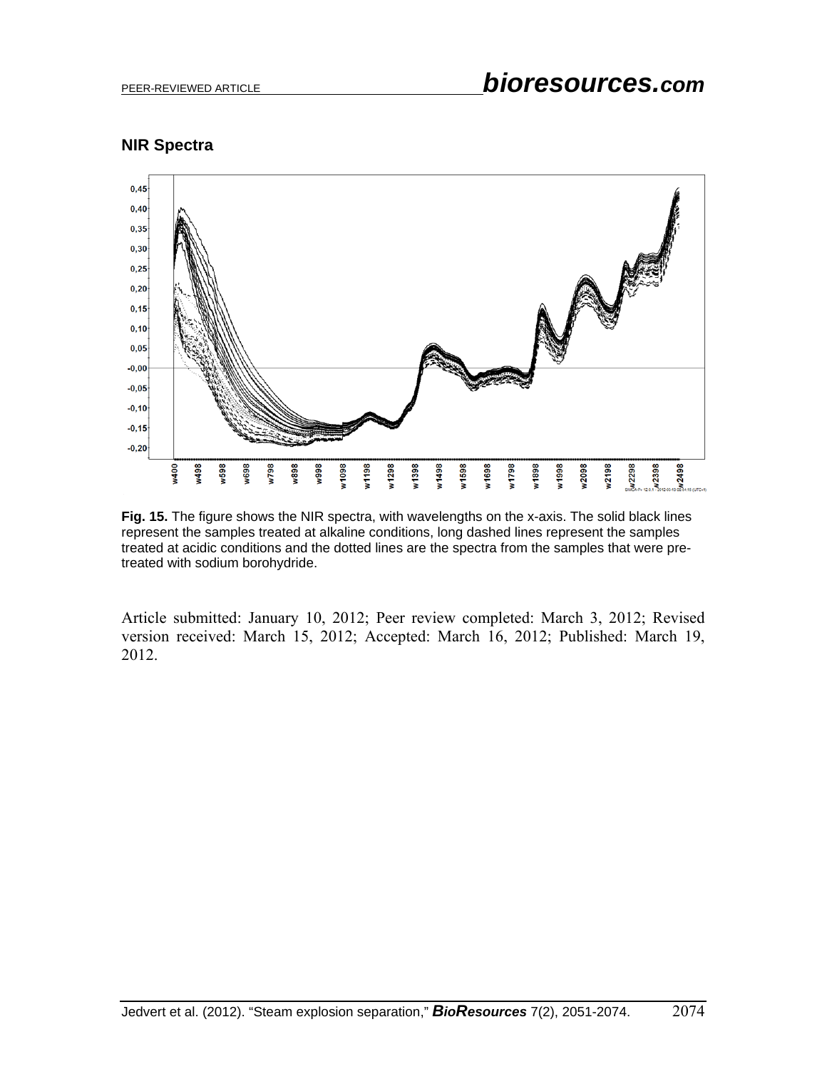### NIR Spectra

0,45
0,40
0,35
0,30
0,25
0,20
0,15
0,10
0,05
-0,00
-0,05
-0,10
-0,15
-0,20

w400 w498 w598 w698 w798 w898 w998 w1098 w1198 w1298 w1398 w1498 w1598 w1698 w1798 w1898 w1998 w2098 w2198 w2298 w2398 w2498

SIMCA-P+ 12.0.1 - 2012-03-13 09:54:15 (UTC+1)

**Fig. 15.** The figure shows the NIR spectra, with wavelengths on the x-axis. The solid black lines represent the samples treated at alkaline conditions, long dashed lines represent the samples treated at acidic conditions and the dotted lines are the spectra from the samples that were pre-treated with sodium borohydride.

Article submitted: January 10, 2012; Peer review completed: March 3, 2012; Revised version received: March 15, 2012; Accepted: March 16, 2012; Published: March 19, 2012.